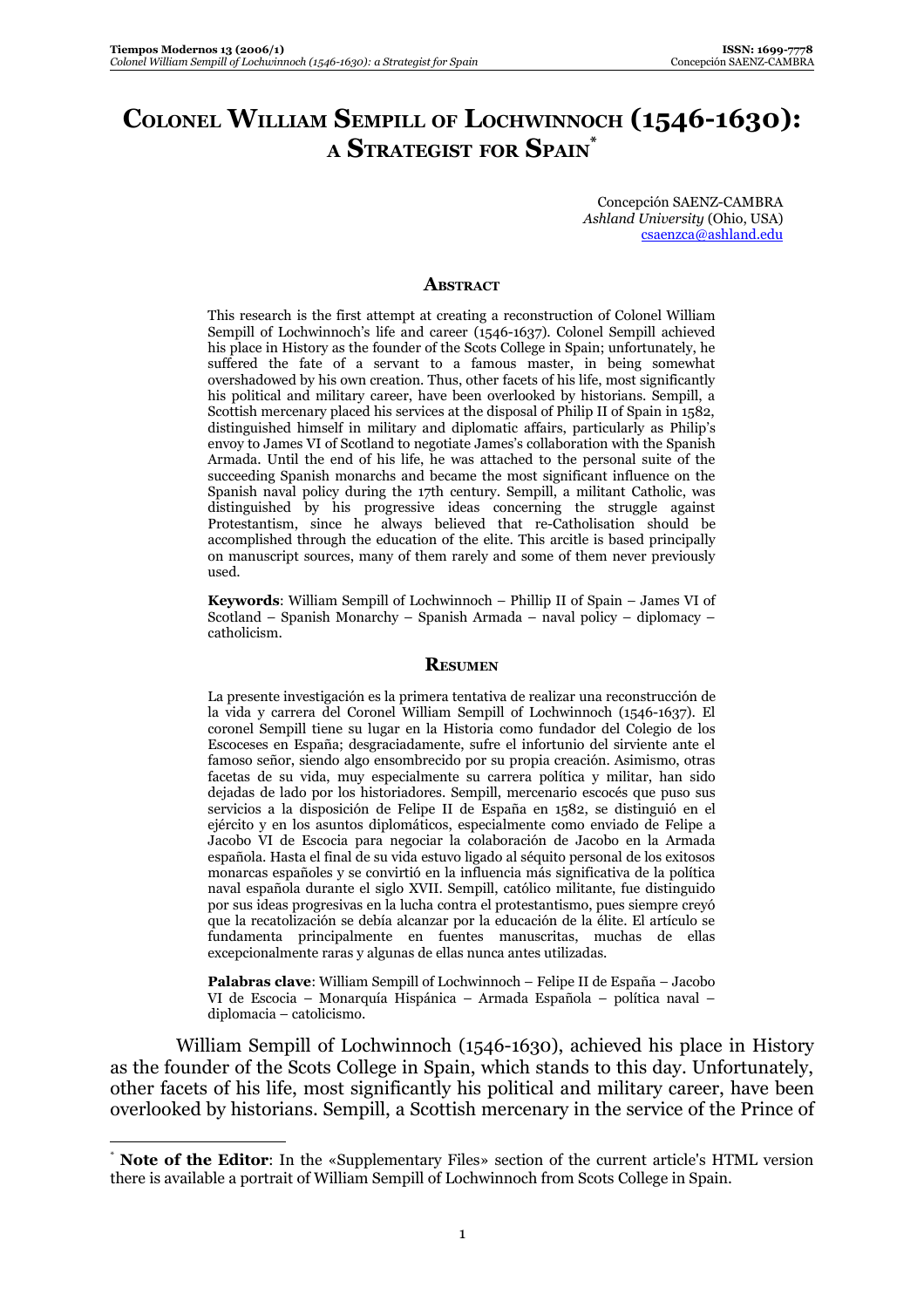# Colonel William Sempill of Lochwinnoch (1546-1630): a Strategist for Spain[*]

Concepción SAENZ-CAMBRA
*Ashland University* (Ohio, USA)
csaenzca@ashland.edu

## Abstract

This research is the first attempt at creating a reconstruction of Colonel William Sempill of Lochwinnoch's life and career (1546-1637). Colonel Sempill achieved his place in History as the founder of the Scots College in Spain; unfortunately, he suffered the fate of a servant to a famous master, in being somewhat overshadowed by his own creation. Thus, other facets of his life, most significantly his political and military career, have been overlooked by historians. Sempill, a Scottish mercenary placed his services at the disposal of Philip II of Spain in 1582, distinguished himself in military and diplomatic affairs, particularly as Philip's envoy to James VI of Scotland to negotiate James's collaboration with the Spanish Armada. Until the end of his life, he was attached to the personal suite of the succeeding Spanish monarchs and became the most significant influence on the Spanish naval policy during the 17th century. Sempill, a militant Catholic, was distinguished by his progressive ideas concerning the struggle against Protestantism, since he always believed that re-Catholisation should be accomplished through the education of the elite. This arcitle is based principally on manuscript sources, many of them rarely and some of them never previously used.

**Keywords**: William Sempill of Lochwinnoch – Phillip II of Spain – James VI of Scotland – Spanish Monarchy – Spanish Armada – naval policy – diplomacy – catholicism.

## Resumen

La presente investigación es la primera tentativa de realizar una reconstrucción de la vida y carrera del Coronel William Sempill of Lochwinnoch (1546-1637). El coronel Sempill tiene su lugar en la Historia como fundador del Colegio de los Escoceses en España; desgraciadamente, sufre el infortunio del sirviente ante el famoso señor, siendo algo ensombrecido por su propia creación. Asimismo, otras facetas de su vida, muy especialmente su carrera política y militar, han sido dejadas de lado por los historiadores. Sempill, mercenario escocés que puso sus servicios a la disposición de Felipe II de España en 1582, se distinguió en el ejército y en los asuntos diplomáticos, especialmente como enviado de Felipe a Jacobo VI de Escocia para negociar la colaboración de Jacobo en la Armada española. Hasta el final de su vida estuvo ligado al séquito personal de los exitosos monarcas españoles y se convirtió en la influencia más significativa de la política naval española durante el siglo XVII. Sempill, católico militante, fue distinguido por sus ideas progresivas en la lucha contra el protestantismo, pues siempre creyó que la recatolización se debía alcanzar por la educación de la élite. El artículo se fundamenta principalmente en fuentes manuscritas, muchas de ellas excepcionalmente raras y algunas de ellas nunca antes utilizadas.

**Palabras clave**: William Sempill of Lochwinnoch – Felipe II de España – Jacobo VI de Escocia – Monarquía Hispánica – Armada Española – política naval – diplomacia – catolicismo.

William Sempill of Lochwinnoch (1546-1630), achieved his place in History as the founder of the Scots College in Spain, which stands to this day. Unfortunately, other facets of his life, most significantly his political and military career, have been overlooked by historians. Sempill, a Scottish mercenary in the service of the Prince of

[*] **Note of the Editor**: In the «Supplementary Files» section of the current article's HTML version there is available a portrait of William Sempill of Lochwinnoch from Scots College in Spain.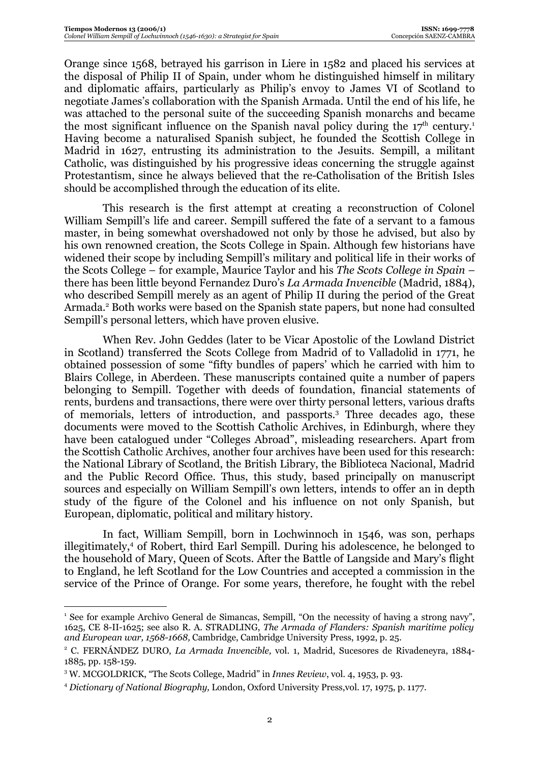Orange since 1568, betrayed his garrison in Liere in 1582 and placed his services at the disposal of Philip II of Spain, under whom he distinguished himself in military and diplomatic affairs, particularly as Philip's envoy to James VI of Scotland to negotiate James's collaboration with the Spanish Armada. Until the end of his life, he was attached to the personal suite of the succeeding Spanish monarchs and became the most significant influence on the Spanish naval policy during the 17th century.[1] Having become a naturalised Spanish subject, he founded the Scottish College in Madrid in 1627, entrusting its administration to the Jesuits. Sempill, a militant Catholic, was distinguished by his progressive ideas concerning the struggle against Protestantism, since he always believed that the re-Catholisation of the British Isles should be accomplished through the education of its elite.

This research is the first attempt at creating a reconstruction of Colonel William Sempill's life and career. Sempill suffered the fate of a servant to a famous master, in being somewhat overshadowed not only by those he advised, but also by his own renowned creation, the Scots College in Spain. Although few historians have widened their scope by including Sempill's military and political life in their works of the Scots College – for example, Maurice Taylor and his *The Scots College in Spain* – there has been little beyond Fernandez Duro's *La Armada Invencible* (Madrid, 1884), who described Sempill merely as an agent of Philip II during the period of the Great Armada.[2] Both works were based on the Spanish state papers, but none had consulted Sempill's personal letters, which have proven elusive.

When Rev. John Geddes (later to be Vicar Apostolic of the Lowland District in Scotland) transferred the Scots College from Madrid of to Valladolid in 1771, he obtained possession of some "fifty bundles of papers' which he carried with him to Blairs College, in Aberdeen. These manuscripts contained quite a number of papers belonging to Sempill. Together with deeds of foundation, financial statements of rents, burdens and transactions, there were over thirty personal letters, various drafts of memorials, letters of introduction, and passports.[3] Three decades ago, these documents were moved to the Scottish Catholic Archives, in Edinburgh, where they have been catalogued under "Colleges Abroad", misleading researchers. Apart from the Scottish Catholic Archives, another four archives have been used for this research: the National Library of Scotland, the British Library, the Biblioteca Nacional, Madrid and the Public Record Office. Thus, this study, based principally on manuscript sources and especially on William Sempill's own letters, intends to offer an in depth study of the figure of the Colonel and his influence on not only Spanish, but European, diplomatic, political and military history.

In fact, William Sempill, born in Lochwinnoch in 1546, was son, perhaps illegitimately,[4] of Robert, third Earl Sempill. During his adolescence, he belonged to the household of Mary, Queen of Scots. After the Battle of Langside and Mary's flight to England, he left Scotland for the Low Countries and accepted a commission in the service of the Prince of Orange. For some years, therefore, he fought with the rebel

---

[1] See for example Archivo General de Simancas, Sempill, "On the necessity of having a strong navy", 1625, CE 8-II-1625; see also R. A. STRADLING, *The Armada of Flanders: Spanish maritime policy and European war, 1568-1668,* Cambridge, Cambridge University Press, 1992, p. 25.

[2] C. FERNÁNDEZ DURO, *La Armada Invencible,* vol. 1, Madrid, Sucesores de Rivadeneyra, 1884-1885, pp. 158-159.

[3] W. MCGOLDRICK, "The Scots College, Madrid" in *Innes Review*, vol. 4, 1953, p. 93.

[4] *Dictionary of National Biography,* London, Oxford University Press,vol. 17, 1975, p. 1177.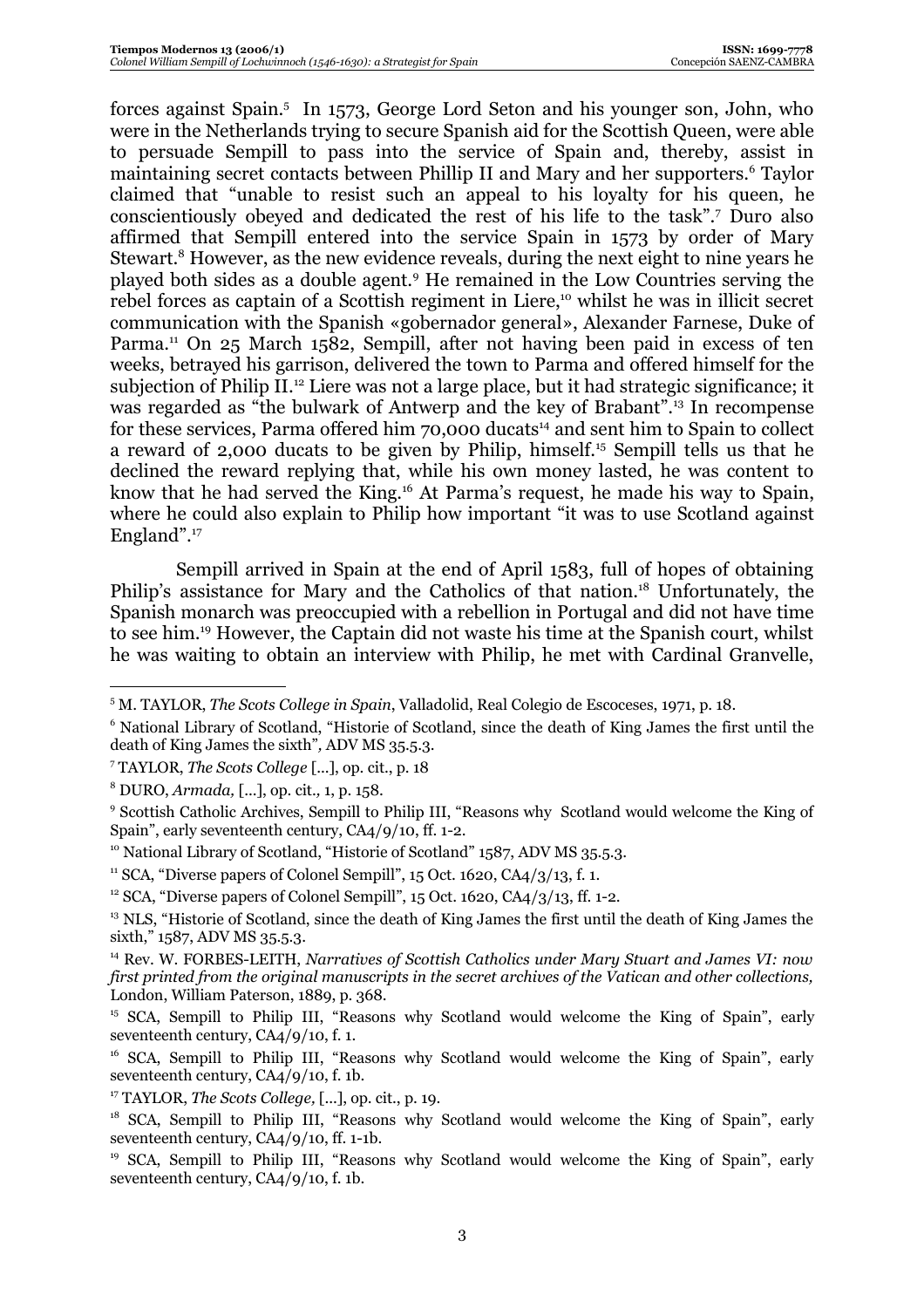forces against Spain.[5] In 1573, George Lord Seton and his younger son, John, who were in the Netherlands trying to secure Spanish aid for the Scottish Queen, were able to persuade Sempill to pass into the service of Spain and, thereby, assist in maintaining secret contacts between Phillip II and Mary and her supporters.[6] Taylor claimed that "unable to resist such an appeal to his loyalty for his queen, he conscientiously obeyed and dedicated the rest of his life to the task".[7] Duro also affirmed that Sempill entered into the service Spain in 1573 by order of Mary Stewart.[8] However, as the new evidence reveals, during the next eight to nine years he played both sides as a double agent.[9] He remained in the Low Countries serving the rebel forces as captain of a Scottish regiment in Liere,[10] whilst he was in illicit secret communication with the Spanish «gobernador general», Alexander Farnese, Duke of Parma.[11] On 25 March 1582, Sempill, after not having been paid in excess of ten weeks, betrayed his garrison, delivered the town to Parma and offered himself for the subjection of Philip II.[12] Liere was not a large place, but it had strategic significance; it was regarded as "the bulwark of Antwerp and the key of Brabant".[13] In recompense for these services, Parma offered him 70,000 ducats[14] and sent him to Spain to collect a reward of 2,000 ducats to be given by Philip, himself.[15] Sempill tells us that he declined the reward replying that, while his own money lasted, he was content to know that he had served the King.[16] At Parma's request, he made his way to Spain, where he could also explain to Philip how important "it was to use Scotland against England".[17]

Sempill arrived in Spain at the end of April 1583, full of hopes of obtaining Philip's assistance for Mary and the Catholics of that nation.[18] Unfortunately, the Spanish monarch was preoccupied with a rebellion in Portugal and did not have time to see him.[19] However, the Captain did not waste his time at the Spanish court, whilst he was waiting to obtain an interview with Philip, he met with Cardinal Granvelle,

---

[5] M. TAYLOR, *The Scots College in Spain*, Valladolid, Real Colegio de Escoceses, 1971, p. 18.

[6] National Library of Scotland, "Historie of Scotland, since the death of King James the first until the death of King James the sixth", ADV MS 35.5.3.

[7] TAYLOR, *The Scots College* [...], op. cit., p. 18

[8] DURO, *Armada,* [...], op. cit.*,* 1, p. 158.

[9] Scottish Catholic Archives, Sempill to Philip III, "Reasons why Scotland would welcome the King of Spain", early seventeenth century, CA4/9/10, ff. 1-2.

[10] National Library of Scotland, "Historie of Scotland" 1587, ADV MS 35.5.3.

[11] SCA, "Diverse papers of Colonel Sempill", 15 Oct. 1620, CA4/3/13, f. 1.

[12] SCA, "Diverse papers of Colonel Sempill", 15 Oct. 1620, CA4/3/13, ff. 1-2.

[13] NLS, "Historie of Scotland, since the death of King James the first until the death of King James the sixth," 1587, ADV MS 35.5.3.

[14] Rev. W. FORBES-LEITH, *Narratives of Scottish Catholics under Mary Stuart and James VI: now first printed from the original manuscripts in the secret archives of the Vatican and other collections,* London, William Paterson, 1889, p. 368.

[15] SCA, Sempill to Philip III, "Reasons why Scotland would welcome the King of Spain", early seventeenth century, CA4/9/10, f. 1.

[16] SCA, Sempill to Philip III, "Reasons why Scotland would welcome the King of Spain", early seventeenth century, CA4/9/10, f. 1b.

[17] TAYLOR, *The Scots College,* [...], op. cit., p. 19.

[18] SCA, Sempill to Philip III, "Reasons why Scotland would welcome the King of Spain", early seventeenth century, CA4/9/10, ff. 1-1b.

[19] SCA, Sempill to Philip III, "Reasons why Scotland would welcome the King of Spain", early seventeenth century, CA4/9/10, f. 1b.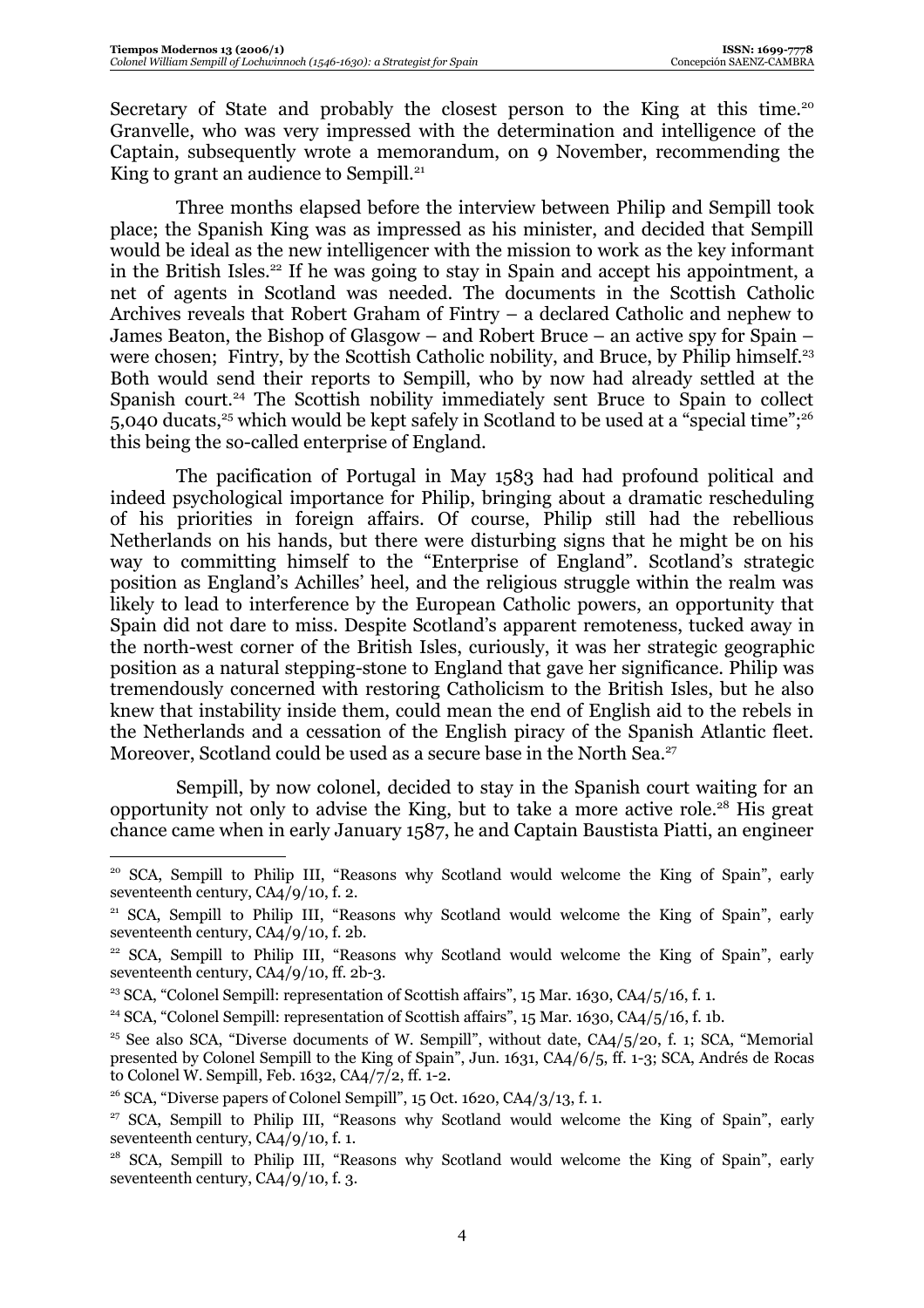Secretary of State and probably the closest person to the King at this time.[20] Granvelle, who was very impressed with the determination and intelligence of the Captain, subsequently wrote a memorandum, on 9 November, recommending the King to grant an audience to Sempill.[21]

Three months elapsed before the interview between Philip and Sempill took place; the Spanish King was as impressed as his minister, and decided that Sempill would be ideal as the new intelligencer with the mission to work as the key informant in the British Isles.[22] If he was going to stay in Spain and accept his appointment, a net of agents in Scotland was needed. The documents in the Scottish Catholic Archives reveals that Robert Graham of Fintry – a declared Catholic and nephew to James Beaton, the Bishop of Glasgow – and Robert Bruce – an active spy for Spain – were chosen; Fintry, by the Scottish Catholic nobility, and Bruce, by Philip himself.[23] Both would send their reports to Sempill, who by now had already settled at the Spanish court.[24] The Scottish nobility immediately sent Bruce to Spain to collect 5,040 ducats,[25] which would be kept safely in Scotland to be used at a "special time";[26] this being the so-called enterprise of England.

The pacification of Portugal in May 1583 had had profound political and indeed psychological importance for Philip, bringing about a dramatic rescheduling of his priorities in foreign affairs. Of course, Philip still had the rebellious Netherlands on his hands, but there were disturbing signs that he might be on his way to committing himself to the "Enterprise of England". Scotland's strategic position as England's Achilles' heel, and the religious struggle within the realm was likely to lead to interference by the European Catholic powers, an opportunity that Spain did not dare to miss. Despite Scotland's apparent remoteness, tucked away in the north-west corner of the British Isles, curiously, it was her strategic geographic position as a natural stepping-stone to England that gave her significance. Philip was tremendously concerned with restoring Catholicism to the British Isles, but he also knew that instability inside them, could mean the end of English aid to the rebels in the Netherlands and a cessation of the English piracy of the Spanish Atlantic fleet. Moreover, Scotland could be used as a secure base in the North Sea.[27]

Sempill, by now colonel, decided to stay in the Spanish court waiting for an opportunity not only to advise the King, but to take a more active role.[28] His great chance came when in early January 1587, he and Captain Baustista Piatti, an engineer

---

[20] SCA, Sempill to Philip III, "Reasons why Scotland would welcome the King of Spain", early seventeenth century, CA4/9/10, f. 2.

[21] SCA, Sempill to Philip III, "Reasons why Scotland would welcome the King of Spain", early seventeenth century, CA4/9/10, f. 2b.

[22] SCA, Sempill to Philip III, "Reasons why Scotland would welcome the King of Spain", early seventeenth century, CA4/9/10, ff. 2b-3.

[23] SCA, "Colonel Sempill: representation of Scottish affairs", 15 Mar. 1630, CA4/5/16, f. 1.

[24] SCA, "Colonel Sempill: representation of Scottish affairs", 15 Mar. 1630, CA4/5/16, f. 1b.

[25] See also SCA, "Diverse documents of W. Sempill", without date, CA4/5/20, f. 1; SCA, "Memorial presented by Colonel Sempill to the King of Spain", Jun. 1631, CA4/6/5, ff. 1-3; SCA, Andrés de Rocas to Colonel W. Sempill, Feb. 1632, CA4/7/2, ff. 1-2.

[26] SCA, "Diverse papers of Colonel Sempill", 15 Oct. 1620, CA4/3/13, f. 1.

[27] SCA, Sempill to Philip III, "Reasons why Scotland would welcome the King of Spain", early seventeenth century, CA4/9/10, f. 1.

[28] SCA, Sempill to Philip III, "Reasons why Scotland would welcome the King of Spain", early seventeenth century, CA4/9/10, f. 3.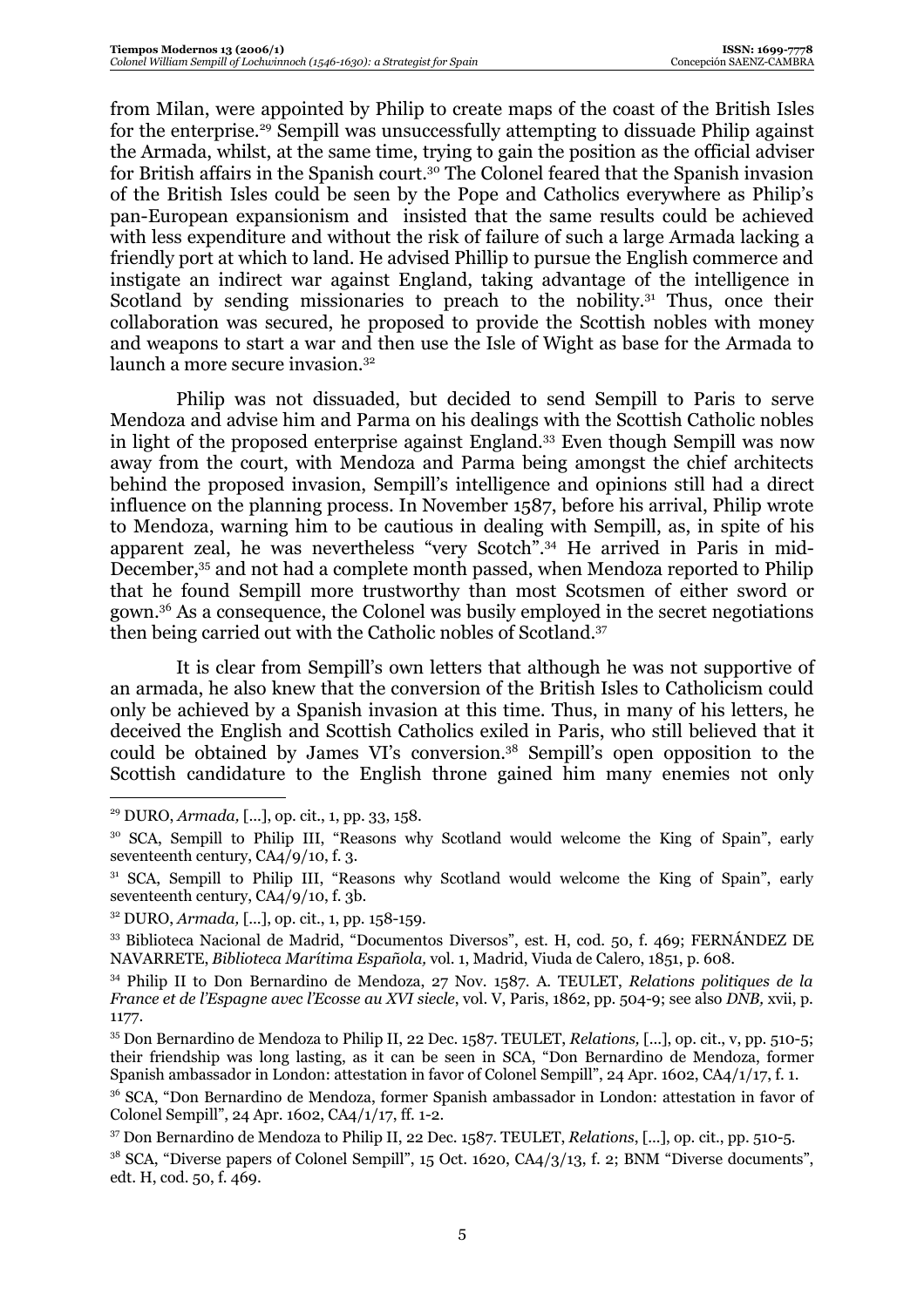from Milan, were appointed by Philip to create maps of the coast of the British Isles for the enterprise.[29] Sempill was unsuccessfully attempting to dissuade Philip against the Armada, whilst, at the same time, trying to gain the position as the official adviser for British affairs in the Spanish court.[30] The Colonel feared that the Spanish invasion of the British Isles could be seen by the Pope and Catholics everywhere as Philip's pan-European expansionism and insisted that the same results could be achieved with less expenditure and without the risk of failure of such a large Armada lacking a friendly port at which to land. He advised Phillip to pursue the English commerce and instigate an indirect war against England, taking advantage of the intelligence in Scotland by sending missionaries to preach to the nobility.[31] Thus, once their collaboration was secured, he proposed to provide the Scottish nobles with money and weapons to start a war and then use the Isle of Wight as base for the Armada to launch a more secure invasion.[32]

Philip was not dissuaded, but decided to send Sempill to Paris to serve Mendoza and advise him and Parma on his dealings with the Scottish Catholic nobles in light of the proposed enterprise against England.[33] Even though Sempill was now away from the court, with Mendoza and Parma being amongst the chief architects behind the proposed invasion, Sempill's intelligence and opinions still had a direct influence on the planning process. In November 1587, before his arrival, Philip wrote to Mendoza, warning him to be cautious in dealing with Sempill, as, in spite of his apparent zeal, he was nevertheless "very Scotch".[34] He arrived in Paris in mid-December,[35] and not had a complete month passed, when Mendoza reported to Philip that he found Sempill more trustworthy than most Scotsmen of either sword or gown.[36] As a consequence, the Colonel was busily employed in the secret negotiations then being carried out with the Catholic nobles of Scotland.[37]

It is clear from Sempill's own letters that although he was not supportive of an armada, he also knew that the conversion of the British Isles to Catholicism could only be achieved by a Spanish invasion at this time. Thus, in many of his letters, he deceived the English and Scottish Catholics exiled in Paris, who still believed that it could be obtained by James VI's conversion.[38] Sempill's open opposition to the Scottish candidature to the English throne gained him many enemies not only

---

[29] DURO, *Armada,* [...], op. cit., 1, pp. 33, 158.

[30] SCA, Sempill to Philip III, "Reasons why Scotland would welcome the King of Spain", early seventeenth century, CA4/9/10, f. 3.

[31] SCA, Sempill to Philip III, "Reasons why Scotland would welcome the King of Spain", early seventeenth century, CA4/9/10, f. 3b.

[32] DURO, *Armada,* [...], op. cit., 1, pp. 158-159.

[33] Biblioteca Nacional de Madrid, "Documentos Diversos", est. H, cod. 50, f. 469; FERNÁNDEZ DE NAVARRETE, *Biblioteca Marítima Española,* vol. 1, Madrid, Viuda de Calero, 1851, p. 608.

[34] Philip II to Don Bernardino de Mendoza, 27 Nov. 1587. A. TEULET, *Relations politiques de la France et de l'Espagne avec l'Ecosse au XVI siecle*, vol. V, Paris, 1862, pp. 504-9; see also *DNB,* xvii, p. 1177.

[35] Don Bernardino de Mendoza to Philip II, 22 Dec. 1587. TEULET, *Relations,* [...], op. cit., v, pp. 510-5; their friendship was long lasting, as it can be seen in SCA, "Don Bernardino de Mendoza, former Spanish ambassador in London: attestation in favor of Colonel Sempill", 24 Apr. 1602, CA4/1/17, f. 1.

[36] SCA, "Don Bernardino de Mendoza, former Spanish ambassador in London: attestation in favor of Colonel Sempill", 24 Apr. 1602, CA4/1/17, ff. 1-2.

[37] Don Bernardino de Mendoza to Philip II, 22 Dec. 1587. TEULET, *Relations*, [...], op. cit., pp. 510-5.

[38] SCA, "Diverse papers of Colonel Sempill", 15 Oct. 1620, CA4/3/13, f. 2; BNM "Diverse documents", edt. H, cod. 50, f. 469.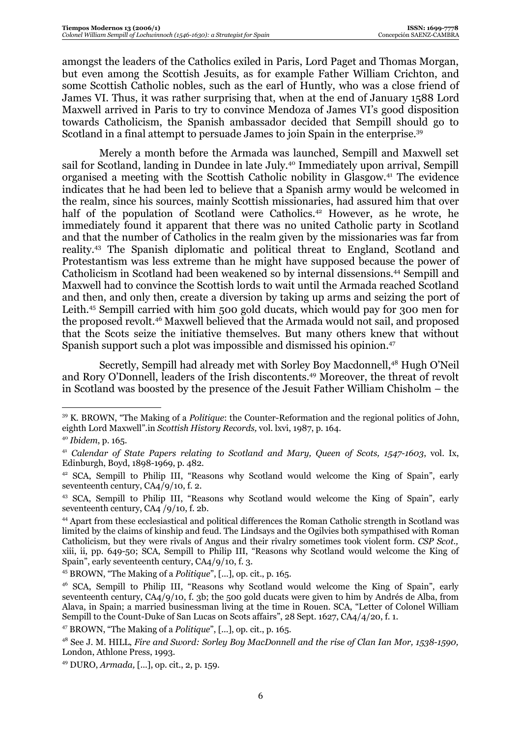amongst the leaders of the Catholics exiled in Paris, Lord Paget and Thomas Morgan, but even among the Scottish Jesuits, as for example Father William Crichton, and some Scottish Catholic nobles, such as the earl of Huntly, who was a close friend of James VI. Thus, it was rather surprising that, when at the end of January 1588 Lord Maxwell arrived in Paris to try to convince Mendoza of James VI's good disposition towards Catholicism, the Spanish ambassador decided that Sempill should go to Scotland in a final attempt to persuade James to join Spain in the enterprise.[39]

Merely a month before the Armada was launched, Sempill and Maxwell set sail for Scotland, landing in Dundee in late July.[40] Immediately upon arrival, Sempill organised a meeting with the Scottish Catholic nobility in Glasgow.[41] The evidence indicates that he had been led to believe that a Spanish army would be welcomed in the realm, since his sources, mainly Scottish missionaries, had assured him that over half of the population of Scotland were Catholics.[42] However, as he wrote, he immediately found it apparent that there was no united Catholic party in Scotland and that the number of Catholics in the realm given by the missionaries was far from reality.[43] The Spanish diplomatic and political threat to England, Scotland and Protestantism was less extreme than he might have supposed because the power of Catholicism in Scotland had been weakened so by internal dissensions.[44] Sempill and Maxwell had to convince the Scottish lords to wait until the Armada reached Scotland and then, and only then, create a diversion by taking up arms and seizing the port of Leith.[45] Sempill carried with him 500 gold ducats, which would pay for 300 men for the proposed revolt.[46] Maxwell believed that the Armada would not sail, and proposed that the Scots seize the initiative themselves. But many others knew that without Spanish support such a plot was impossible and dismissed his opinion.[47]

Secretly, Sempill had already met with Sorley Boy Macdonnell,[48] Hugh O'Neil and Rory O'Donnell, leaders of the Irish discontents.[49] Moreover, the threat of revolt in Scotland was boosted by the presence of the Jesuit Father William Chisholm – the

---

[39] K. BROWN, "The Making of a *Politique*: the Counter-Reformation and the regional politics of John, eighth Lord Maxwell".in *Scottish History Records,* vol. lxvi, 1987, p. 164.

[40] *Ibidem*, p. 165.

[41] *Calendar of State Papers relating to Scotland and Mary, Queen of Scots, 1547-1603*, vol. Ix, Edinburgh, Boyd, 1898-1969, p. 482.

[42] SCA, Sempill to Philip III, "Reasons why Scotland would welcome the King of Spain", early seventeenth century, CA4/9/10, f. 2.

[43] SCA, Sempill to Philip III, "Reasons why Scotland would welcome the King of Spain", early seventeenth century, CA4 /9/10, f. 2b.

[44] Apart from these ecclesiastical and political differences the Roman Catholic strength in Scotland was limited by the claims of kinship and feud. The Lindsays and the Ogilvies both sympathised with Roman Catholicism, but they were rivals of Angus and their rivalry sometimes took violent form. *CSP Scot.,* xiii, ii, pp. 649-50; SCA, Sempill to Philip III, "Reasons why Scotland would welcome the King of Spain", early seventeenth century, CA4/9/10, f. 3.

[45] BROWN, "The Making of a *Politique*", [...], op. cit., p. 165.

[46] SCA, Sempill to Philip III, "Reasons why Scotland would welcome the King of Spain", early seventeenth century, CA4/9/10, f. 3b; the 500 gold ducats were given to him by Andrés de Alba, from Alava, in Spain; a married businessman living at the time in Rouen. SCA, "Letter of Colonel William Sempill to the Count-Duke of San Lucas on Scots affairs", 28 Sept. 1627, CA4/4/20, f. 1.

[47] BROWN, "The Making of a *Politique*", [...], op. cit., p. 165.

[48] See J. M. HILL, *Fire and Sword: Sorley Boy MacDonnell and the rise of Clan Ian Mor, 1538-1590,* London, Athlone Press, 1993.

[49] DURO, *Armada,* [...], op. cit., 2, p. 159.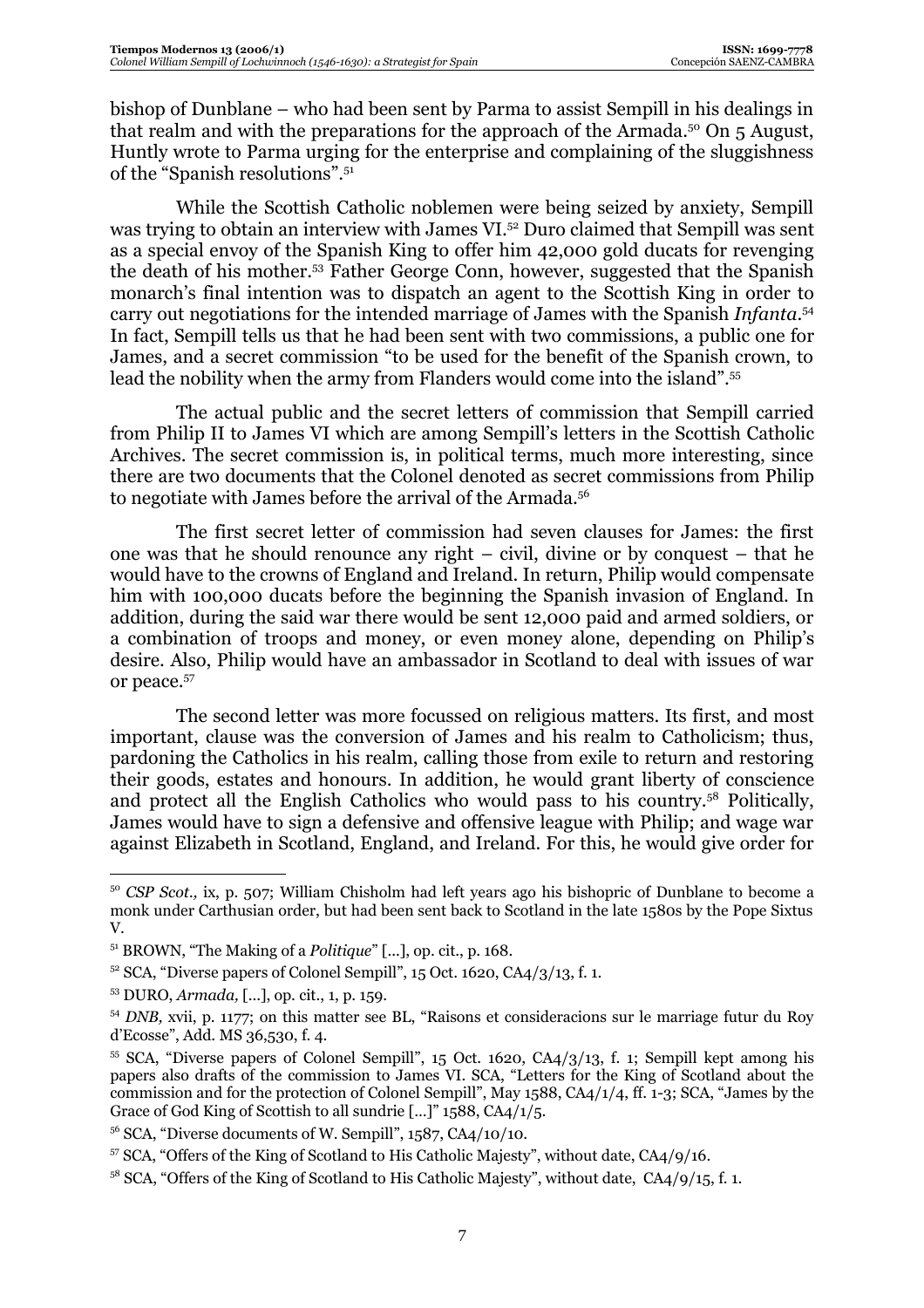bishop of Dunblane – who had been sent by Parma to assist Sempill in his dealings in that realm and with the preparations for the approach of the Armada.[50] On 5 August, Huntly wrote to Parma urging for the enterprise and complaining of the sluggishness of the "Spanish resolutions".[51]

While the Scottish Catholic noblemen were being seized by anxiety, Sempill was trying to obtain an interview with James VI.[52] Duro claimed that Sempill was sent as a special envoy of the Spanish King to offer him 42,000 gold ducats for revenging the death of his mother.[53] Father George Conn, however, suggested that the Spanish monarch's final intention was to dispatch an agent to the Scottish King in order to carry out negotiations for the intended marriage of James with the Spanish *Infanta*.[54] In fact, Sempill tells us that he had been sent with two commissions, a public one for James, and a secret commission "to be used for the benefit of the Spanish crown, to lead the nobility when the army from Flanders would come into the island".[55]

The actual public and the secret letters of commission that Sempill carried from Philip II to James VI which are among Sempill's letters in the Scottish Catholic Archives. The secret commission is, in political terms, much more interesting, since there are two documents that the Colonel denoted as secret commissions from Philip to negotiate with James before the arrival of the Armada.[56]

The first secret letter of commission had seven clauses for James: the first one was that he should renounce any right – civil, divine or by conquest – that he would have to the crowns of England and Ireland. In return, Philip would compensate him with 100,000 ducats before the beginning the Spanish invasion of England. In addition, during the said war there would be sent 12,000 paid and armed soldiers, or a combination of troops and money, or even money alone, depending on Philip's desire. Also, Philip would have an ambassador in Scotland to deal with issues of war or peace.[57]

The second letter was more focussed on religious matters. Its first, and most important, clause was the conversion of James and his realm to Catholicism; thus, pardoning the Catholics in his realm, calling those from exile to return and restoring their goods, estates and honours. In addition, he would grant liberty of conscience and protect all the English Catholics who would pass to his country.[58] Politically, James would have to sign a defensive and offensive league with Philip; and wage war against Elizabeth in Scotland, England, and Ireland. For this, he would give order for

---

[50] *CSP Scot.,* ix, p. 507; William Chisholm had left years ago his bishopric of Dunblane to become a monk under Carthusian order, but had been sent back to Scotland in the late 1580s by the Pope Sixtus V.

[51] BROWN, "The Making of a *Politique*" [...], op. cit., p. 168.

[52] SCA, "Diverse papers of Colonel Sempill", 15 Oct. 1620, CA4/3/13, f. 1.

[53] DURO, *Armada,* [...], op. cit., 1, p. 159.

[54] *DNB,* xvii, p. 1177; on this matter see BL, "Raisons et consideracions sur le marriage futur du Roy d'Ecosse", Add. MS 36,530, f. 4.

[55] SCA, "Diverse papers of Colonel Sempill", 15 Oct. 1620, CA4/3/13, f. 1; Sempill kept among his papers also drafts of the commission to James VI. SCA, "Letters for the King of Scotland about the commission and for the protection of Colonel Sempill", May 1588, CA4/1/4, ff. 1-3; SCA, "James by the Grace of God King of Scottish to all sundrie [...]" 1588, CA4/1/5.

[56] SCA, "Diverse documents of W. Sempill", 1587, CA4/10/10.

[57] SCA, "Offers of the King of Scotland to His Catholic Majesty", without date, CA4/9/16.

[58] SCA, "Offers of the King of Scotland to His Catholic Majesty", without date, CA4/9/15, f. 1.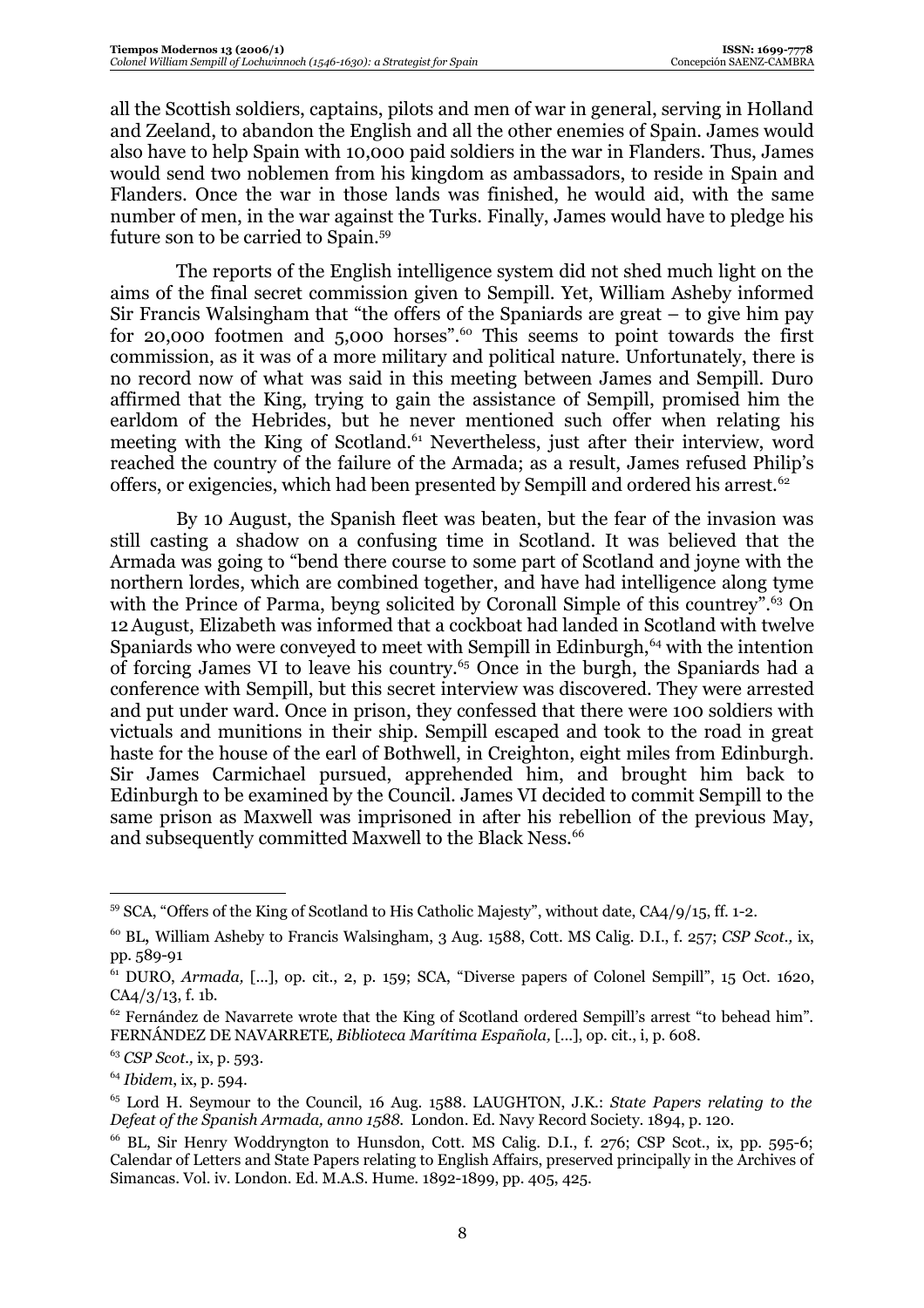all the Scottish soldiers, captains, pilots and men of war in general, serving in Holland and Zeeland, to abandon the English and all the other enemies of Spain. James would also have to help Spain with 10,000 paid soldiers in the war in Flanders. Thus, James would send two noblemen from his kingdom as ambassadors, to reside in Spain and Flanders. Once the war in those lands was finished, he would aid, with the same number of men, in the war against the Turks. Finally, James would have to pledge his future son to be carried to Spain.[59]

The reports of the English intelligence system did not shed much light on the aims of the final secret commission given to Sempill. Yet, William Asheby informed Sir Francis Walsingham that "the offers of the Spaniards are great – to give him pay for 20,000 footmen and 5,000 horses".[60] This seems to point towards the first commission, as it was of a more military and political nature. Unfortunately, there is no record now of what was said in this meeting between James and Sempill. Duro affirmed that the King, trying to gain the assistance of Sempill, promised him the earldom of the Hebrides, but he never mentioned such offer when relating his meeting with the King of Scotland.[61] Nevertheless, just after their interview, word reached the country of the failure of the Armada; as a result, James refused Philip's offers, or exigencies, which had been presented by Sempill and ordered his arrest.[62]

By 10 August, the Spanish fleet was beaten, but the fear of the invasion was still casting a shadow on a confusing time in Scotland. It was believed that the Armada was going to "bend there course to some part of Scotland and joyne with the northern lordes, which are combined together, and have had intelligence along tyme with the Prince of Parma, beyng solicited by Coronall Simple of this countrey".[63] On 12 August, Elizabeth was informed that a cockboat had landed in Scotland with twelve Spaniards who were conveyed to meet with Sempill in Edinburgh,[64] with the intention of forcing James VI to leave his country.[65] Once in the burgh, the Spaniards had a conference with Sempill, but this secret interview was discovered. They were arrested and put under ward. Once in prison, they confessed that there were 100 soldiers with victuals and munitions in their ship. Sempill escaped and took to the road in great haste for the house of the earl of Bothwell, in Creighton, eight miles from Edinburgh. Sir James Carmichael pursued, apprehended him, and brought him back to Edinburgh to be examined by the Council. James VI decided to commit Sempill to the same prison as Maxwell was imprisoned in after his rebellion of the previous May, and subsequently committed Maxwell to the Black Ness.[66]

---

[59] SCA, "Offers of the King of Scotland to His Catholic Majesty", without date, CA4/9/15, ff. 1-2.

[60] BL, William Asheby to Francis Walsingham, 3 Aug. 1588, Cott. MS Calig. D.I., f. 257; *CSP Scot.,* ix, pp. 589-91

[61] DURO, *Armada,* [...], op. cit., 2, p. 159; SCA, "Diverse papers of Colonel Sempill", 15 Oct. 1620, CA4/3/13, f. 1b.

[62] Fernández de Navarrete wrote that the King of Scotland ordered Sempill's arrest "to behead him". FERNÁNDEZ DE NAVARRETE, *Biblioteca Marítima Española,* [...], op. cit., i, p. 608.

[63] *CSP Scot.,* ix, p. 593.

[64] *Ibidem*, ix, p. 594.

[65] Lord H. Seymour to the Council, 16 Aug. 1588. LAUGHTON, J.K.: *State Papers relating to the Defeat of the Spanish Armada, anno 1588.* London. Ed. Navy Record Society. 1894, p. 120.

[66] BL, Sir Henry Woddryngton to Hunsdon, Cott. MS Calig. D.I., f. 276; CSP Scot., ix, pp. 595-6; Calendar of Letters and State Papers relating to English Affairs, preserved principally in the Archives of Simancas. Vol. iv. London. Ed. M.A.S. Hume. 1892-1899, pp. 405, 425.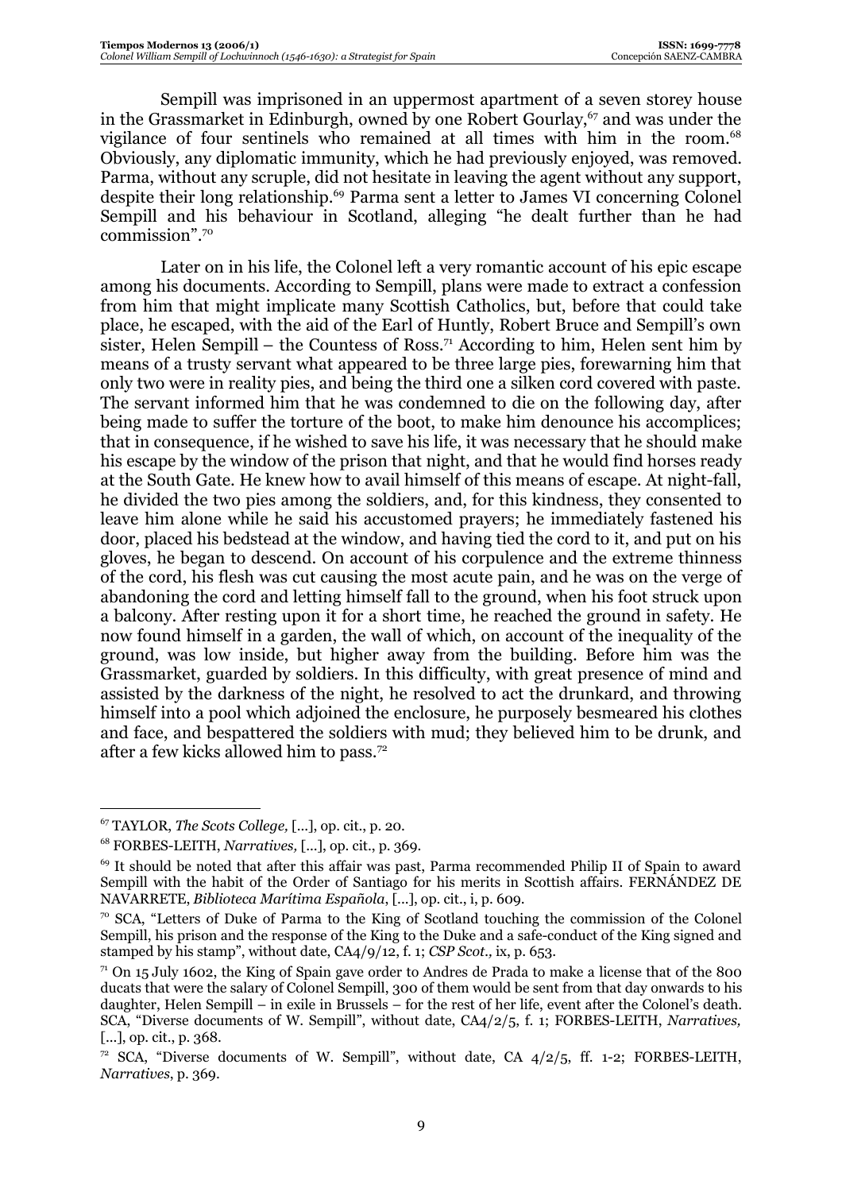Sempill was imprisoned in an uppermost apartment of a seven storey house in the Grassmarket in Edinburgh, owned by one Robert Gourlay,[67] and was under the vigilance of four sentinels who remained at all times with him in the room.[68] Obviously, any diplomatic immunity, which he had previously enjoyed, was removed. Parma, without any scruple, did not hesitate in leaving the agent without any support, despite their long relationship.[69] Parma sent a letter to James VI concerning Colonel Sempill and his behaviour in Scotland, alleging "he dealt further than he had commission".[70]

Later on in his life, the Colonel left a very romantic account of his epic escape among his documents. According to Sempill, plans were made to extract a confession from him that might implicate many Scottish Catholics, but, before that could take place, he escaped, with the aid of the Earl of Huntly, Robert Bruce and Sempill's own sister, Helen Sempill – the Countess of Ross.[71] According to him, Helen sent him by means of a trusty servant what appeared to be three large pies, forewarning him that only two were in reality pies, and being the third one a silken cord covered with paste. The servant informed him that he was condemned to die on the following day, after being made to suffer the torture of the boot, to make him denounce his accomplices; that in consequence, if he wished to save his life, it was necessary that he should make his escape by the window of the prison that night, and that he would find horses ready at the South Gate. He knew how to avail himself of this means of escape. At night-fall, he divided the two pies among the soldiers, and, for this kindness, they consented to leave him alone while he said his accustomed prayers; he immediately fastened his door, placed his bedstead at the window, and having tied the cord to it, and put on his gloves, he began to descend. On account of his corpulence and the extreme thinness of the cord, his flesh was cut causing the most acute pain, and he was on the verge of abandoning the cord and letting himself fall to the ground, when his foot struck upon a balcony. After resting upon it for a short time, he reached the ground in safety. He now found himself in a garden, the wall of which, on account of the inequality of the ground, was low inside, but higher away from the building. Before him was the Grassmarket, guarded by soldiers. In this difficulty, with great presence of mind and assisted by the darkness of the night, he resolved to act the drunkard, and throwing himself into a pool which adjoined the enclosure, he purposely besmeared his clothes and face, and bespattered the soldiers with mud; they believed him to be drunk, and after a few kicks allowed him to pass.[72]

---

[67] TAYLOR, *The Scots College,* [...], op. cit., p. 20.

[68] FORBES-LEITH, *Narratives,* [...], op. cit., p. 369.

[69] It should be noted that after this affair was past, Parma recommended Philip II of Spain to award Sempill with the habit of the Order of Santiago for his merits in Scottish affairs. FERNÁNDEZ DE NAVARRETE, *Biblioteca Marítima Española*, [...], op. cit., i, p. 609.

[70] SCA, "Letters of Duke of Parma to the King of Scotland touching the commission of the Colonel Sempill, his prison and the response of the King to the Duke and a safe-conduct of the King signed and stamped by his stamp", without date, CA4/9/12, f. 1; *CSP Scot.,* ix, p. 653.

[71] On 15 July 1602, the King of Spain gave order to Andres de Prada to make a license that of the 800 ducats that were the salary of Colonel Sempill, 300 of them would be sent from that day onwards to his daughter, Helen Sempill – in exile in Brussels – for the rest of her life, event after the Colonel's death. SCA, "Diverse documents of W. Sempill", without date, CA4/2/5, f. 1; FORBES-LEITH, *Narratives,* [...], op. cit., p. 368.

[72] SCA, "Diverse documents of W. Sempill", without date, CA 4/2/5, ff. 1-2; FORBES-LEITH, *Narratives*, p. 369.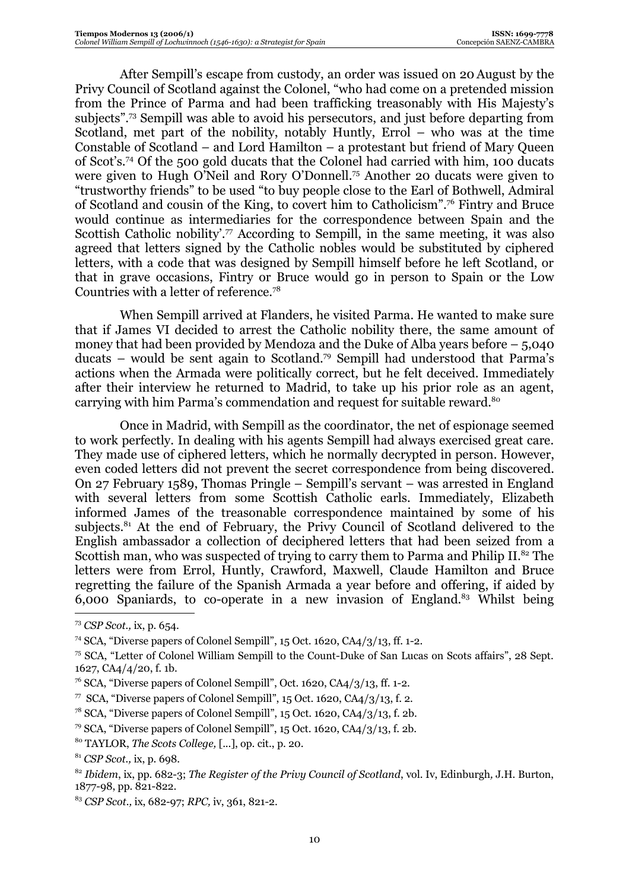After Sempill's escape from custody, an order was issued on 20 August by the Privy Council of Scotland against the Colonel, "who had come on a pretended mission from the Prince of Parma and had been trafficking treasonably with His Majesty's subjects".[73] Sempill was able to avoid his persecutors, and just before departing from Scotland, met part of the nobility, notably Huntly, Errol – who was at the time Constable of Scotland – and Lord Hamilton – a protestant but friend of Mary Queen of Scot's.[74] Of the 500 gold ducats that the Colonel had carried with him, 100 ducats were given to Hugh O'Neil and Rory O'Donnell.[75] Another 20 ducats were given to "trustworthy friends" to be used "to buy people close to the Earl of Bothwell, Admiral of Scotland and cousin of the King, to covert him to Catholicism".[76] Fintry and Bruce would continue as intermediaries for the correspondence between Spain and the Scottish Catholic nobility'.[77] According to Sempill, in the same meeting, it was also agreed that letters signed by the Catholic nobles would be substituted by ciphered letters, with a code that was designed by Sempill himself before he left Scotland, or that in grave occasions, Fintry or Bruce would go in person to Spain or the Low Countries with a letter of reference.[78]

When Sempill arrived at Flanders, he visited Parma. He wanted to make sure that if James VI decided to arrest the Catholic nobility there, the same amount of money that had been provided by Mendoza and the Duke of Alba years before – 5,040 ducats – would be sent again to Scotland.[79] Sempill had understood that Parma's actions when the Armada were politically correct, but he felt deceived. Immediately after their interview he returned to Madrid, to take up his prior role as an agent, carrying with him Parma's commendation and request for suitable reward.[80]

Once in Madrid, with Sempill as the coordinator, the net of espionage seemed to work perfectly. In dealing with his agents Sempill had always exercised great care. They made use of ciphered letters, which he normally decrypted in person. However, even coded letters did not prevent the secret correspondence from being discovered. On 27 February 1589, Thomas Pringle – Sempill's servant – was arrested in England with several letters from some Scottish Catholic earls. Immediately, Elizabeth informed James of the treasonable correspondence maintained by some of his subjects.[81] At the end of February, the Privy Council of Scotland delivered to the English ambassador a collection of deciphered letters that had been seized from a Scottish man, who was suspected of trying to carry them to Parma and Philip II.[82] The letters were from Errol, Huntly, Crawford, Maxwell, Claude Hamilton and Bruce regretting the failure of the Spanish Armada a year before and offering, if aided by 6,000 Spaniards, to co-operate in a new invasion of England.[83] Whilst being

---

[73] *CSP Scot.,* ix, p. 654.

[74] SCA, "Diverse papers of Colonel Sempill", 15 Oct. 1620, CA4/3/13, ff. 1-2.

[75] SCA, "Letter of Colonel William Sempill to the Count-Duke of San Lucas on Scots affairs", 28 Sept. 1627, CA4/4/20, f. 1b.

[76] SCA, "Diverse papers of Colonel Sempill", Oct. 1620, CA4/3/13, ff. 1-2.

[77] SCA, "Diverse papers of Colonel Sempill", 15 Oct. 1620, CA4/3/13, f. 2.

[78] SCA, "Diverse papers of Colonel Sempill", 15 Oct. 1620, CA4/3/13, f. 2b.

[79] SCA, "Diverse papers of Colonel Sempill", 15 Oct. 1620, CA4/3/13, f. 2b.

[80] TAYLOR, *The Scots College,* [...], op. cit., p. 20.

[81] *CSP Scot.,* ix, p. 698.

[82] *Ibidem*, ix, pp. 682-3; *The Register of the Privy Council of Scotland*, vol. Iv, Edinburgh, J.H. Burton, 1877-98, pp. 821-822.

[83] *CSP Scot.,* ix, 682-97; *RPC,* iv, 361, 821-2.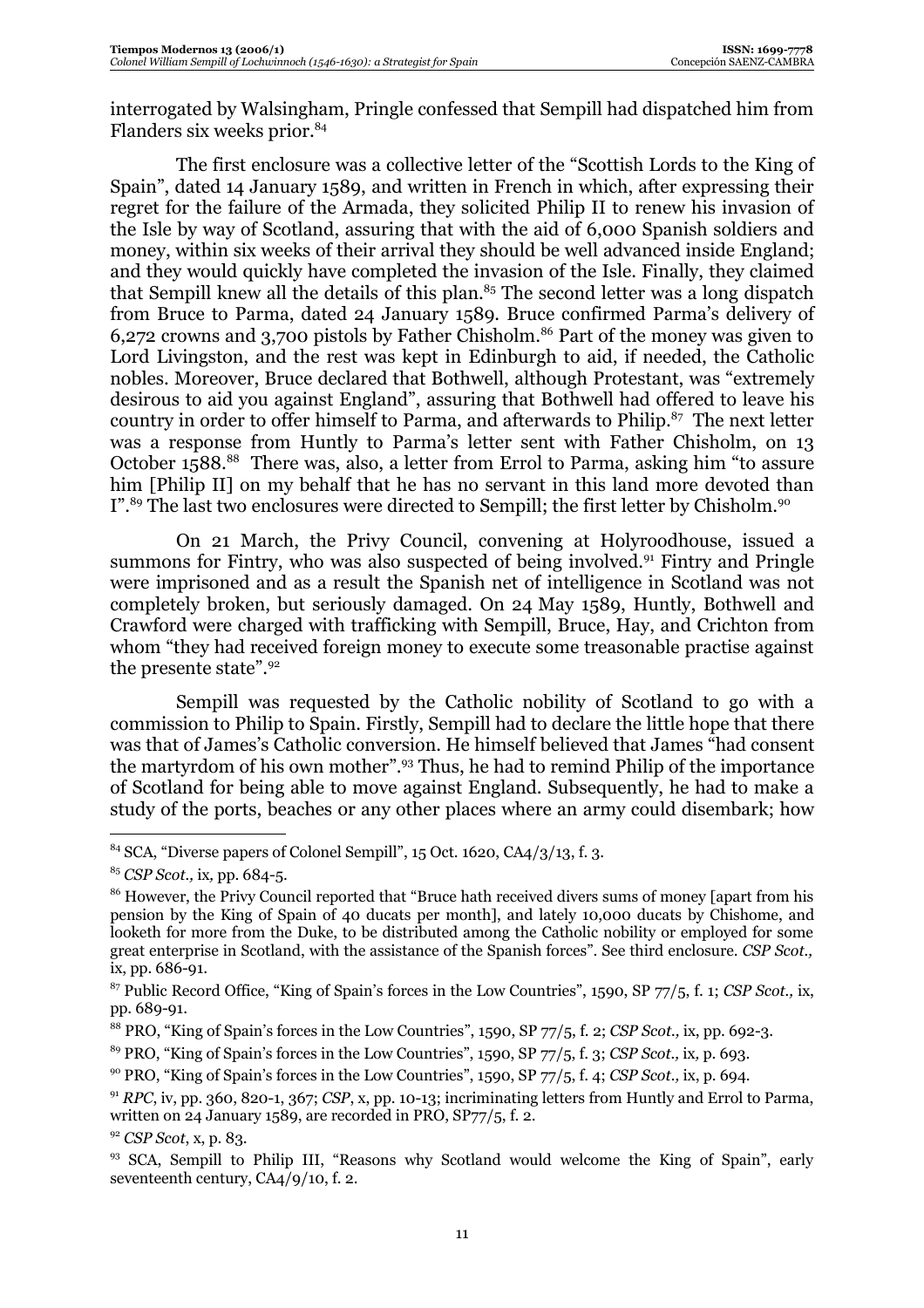interrogated by Walsingham, Pringle confessed that Sempill had dispatched him from Flanders six weeks prior.[84]

The first enclosure was a collective letter of the "Scottish Lords to the King of Spain", dated 14 January 1589, and written in French in which, after expressing their regret for the failure of the Armada, they solicited Philip II to renew his invasion of the Isle by way of Scotland, assuring that with the aid of 6,000 Spanish soldiers and money, within six weeks of their arrival they should be well advanced inside England; and they would quickly have completed the invasion of the Isle. Finally, they claimed that Sempill knew all the details of this plan.[85] The second letter was a long dispatch from Bruce to Parma, dated 24 January 1589. Bruce confirmed Parma's delivery of 6,272 crowns and 3,700 pistols by Father Chisholm.[86] Part of the money was given to Lord Livingston, and the rest was kept in Edinburgh to aid, if needed, the Catholic nobles. Moreover, Bruce declared that Bothwell, although Protestant, was "extremely desirous to aid you against England", assuring that Bothwell had offered to leave his country in order to offer himself to Parma, and afterwards to Philip.[87] The next letter was a response from Huntly to Parma's letter sent with Father Chisholm, on 13 October 1588.[88] There was, also, a letter from Errol to Parma, asking him "to assure him [Philip II] on my behalf that he has no servant in this land more devoted than I".[89] The last two enclosures were directed to Sempill; the first letter by Chisholm.[90]

On 21 March, the Privy Council, convening at Holyroodhouse, issued a summons for Fintry, who was also suspected of being involved.[91] Fintry and Pringle were imprisoned and as a result the Spanish net of intelligence in Scotland was not completely broken, but seriously damaged. On 24 May 1589, Huntly, Bothwell and Crawford were charged with trafficking with Sempill, Bruce, Hay, and Crichton from whom "they had received foreign money to execute some treasonable practise against the presente state".[92]

Sempill was requested by the Catholic nobility of Scotland to go with a commission to Philip to Spain. Firstly, Sempill had to declare the little hope that there was that of James's Catholic conversion. He himself believed that James "had consent the martyrdom of his own mother".[93] Thus, he had to remind Philip of the importance of Scotland for being able to move against England. Subsequently, he had to make a study of the ports, beaches or any other places where an army could disembark; how

---

[84] SCA, "Diverse papers of Colonel Sempill", 15 Oct. 1620, CA4/3/13, f. 3.

[85] *CSP Scot.,* ix, pp. 684-5.

[86] However, the Privy Council reported that "Bruce hath received divers sums of money [apart from his pension by the King of Spain of 40 ducats per month], and lately 10,000 ducats by Chishome, and looketh for more from the Duke, to be distributed among the Catholic nobility or employed for some great enterprise in Scotland, with the assistance of the Spanish forces". See third enclosure. *CSP Scot.,* ix, pp. 686-91.

[87] Public Record Office, "King of Spain's forces in the Low Countries", 1590, SP 77/5, f. 1; *CSP Scot.,* ix, pp. 689-91.

[88] PRO, "King of Spain's forces in the Low Countries", 1590, SP 77/5, f. 2; *CSP Scot.,* ix, pp. 692-3.

[89] PRO, "King of Spain's forces in the Low Countries", 1590, SP 77/5, f. 3; *CSP Scot.,* ix, p. 693.

[90] PRO, "King of Spain's forces in the Low Countries", 1590, SP 77/5, f. 4; *CSP Scot.,* ix, p. 694.

[91] *RPC*, iv, pp. 360, 820-1, 367; *CSP*, x, pp. 10-13; incriminating letters from Huntly and Errol to Parma, written on 24 January 1589, are recorded in PRO, SP77/5, f. 2.

[92] *CSP Scot*, x, p. 83.

[93] SCA, Sempill to Philip III, "Reasons why Scotland would welcome the King of Spain", early seventeenth century, CA4/9/10, f. 2.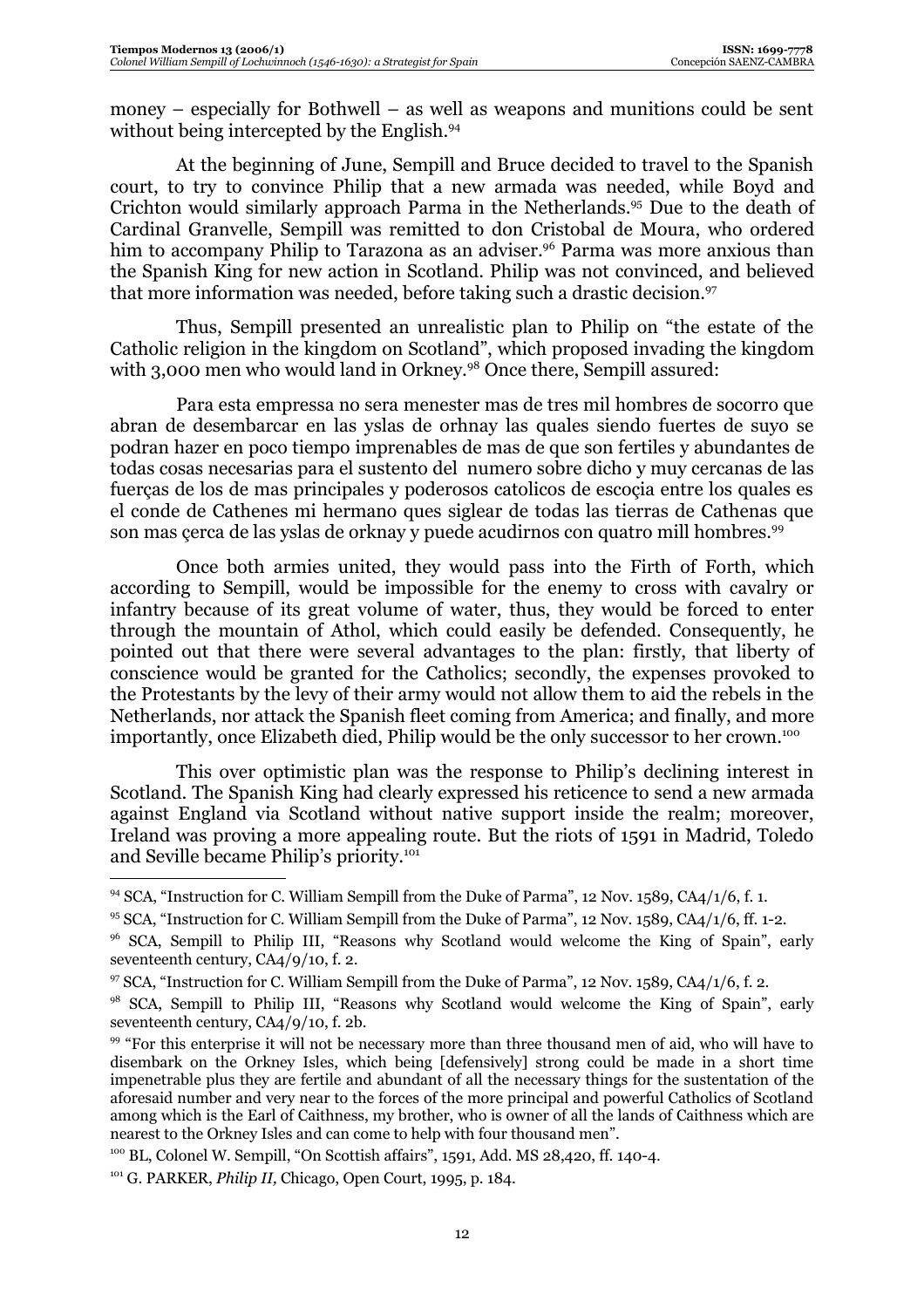money – especially for Bothwell – as well as weapons and munitions could be sent without being intercepted by the English.[94]

At the beginning of June, Sempill and Bruce decided to travel to the Spanish court, to try to convince Philip that a new armada was needed, while Boyd and Crichton would similarly approach Parma in the Netherlands.[95] Due to the death of Cardinal Granvelle, Sempill was remitted to don Cristobal de Moura, who ordered him to accompany Philip to Tarazona as an adviser.[96] Parma was more anxious than the Spanish King for new action in Scotland. Philip was not convinced, and believed that more information was needed, before taking such a drastic decision.[97]

Thus, Sempill presented an unrealistic plan to Philip on "the estate of the Catholic religion in the kingdom on Scotland", which proposed invading the kingdom with 3,000 men who would land in Orkney.[98] Once there, Sempill assured:

Para esta empressa no sera menester mas de tres mil hombres de socorro que abran de desembarcar en las yslas de orhnay las quales siendo fuertes de suyo se podran hazer en poco tiempo imprenables de mas de que son fertiles y abundantes de todas cosas necesarias para el sustento del numero sobre dicho y muy cercanas de las fuerças de los de mas principales y poderosos catolicos de escoçia entre los quales es el conde de Cathenes mi hermano ques siglear de todas las tierras de Cathenas que son mas çerca de las yslas de orknay y puede acudirnos con quatro mill hombres.[99]

Once both armies united, they would pass into the Firth of Forth, which according to Sempill, would be impossible for the enemy to cross with cavalry or infantry because of its great volume of water, thus, they would be forced to enter through the mountain of Athol, which could easily be defended. Consequently, he pointed out that there were several advantages to the plan: firstly, that liberty of conscience would be granted for the Catholics; secondly, the expenses provoked to the Protestants by the levy of their army would not allow them to aid the rebels in the Netherlands, nor attack the Spanish fleet coming from America; and finally, and more importantly, once Elizabeth died, Philip would be the only successor to her crown.[100]

This over optimistic plan was the response to Philip's declining interest in Scotland. The Spanish King had clearly expressed his reticence to send a new armada against England via Scotland without native support inside the realm; moreover, Ireland was proving a more appealing route. But the riots of 1591 in Madrid, Toledo and Seville became Philip's priority.[101]

---

[94] SCA, "Instruction for C. William Sempill from the Duke of Parma", 12 Nov. 1589, CA4/1/6, f. 1.

[95] SCA, "Instruction for C. William Sempill from the Duke of Parma", 12 Nov. 1589, CA4/1/6, ff. 1-2.

[96] SCA, Sempill to Philip III, "Reasons why Scotland would welcome the King of Spain", early seventeenth century, CA4/9/10, f. 2.

[97] SCA, "Instruction for C. William Sempill from the Duke of Parma", 12 Nov. 1589, CA4/1/6, f. 2.

[98] SCA, Sempill to Philip III, "Reasons why Scotland would welcome the King of Spain", early seventeenth century, CA4/9/10, f. 2b.

[99] "For this enterprise it will not be necessary more than three thousand men of aid, who will have to disembark on the Orkney Isles, which being [defensively] strong could be made in a short time impenetrable plus they are fertile and abundant of all the necessary things for the sustentation of the aforesaid number and very near to the forces of the more principal and powerful Catholics of Scotland among which is the Earl of Caithness, my brother, who is owner of all the lands of Caithness which are nearest to the Orkney Isles and can come to help with four thousand men".

[100] BL, Colonel W. Sempill, "On Scottish affairs", 1591, Add. MS 28,420, ff. 140-4.

[101] G. PARKER, *Philip II*, Chicago, Open Court, 1995, p. 184.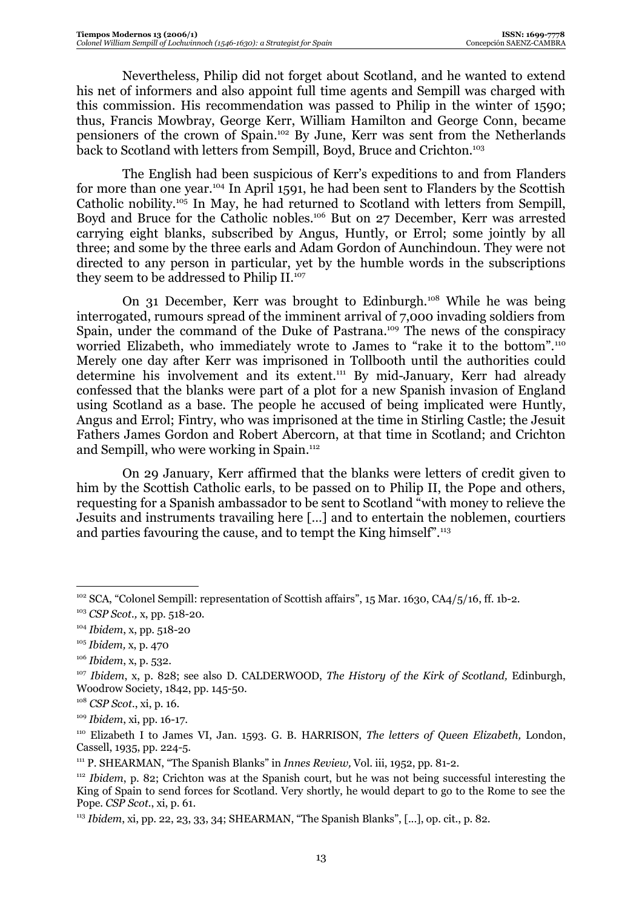Nevertheless, Philip did not forget about Scotland, and he wanted to extend his net of informers and also appoint full time agents and Sempill was charged with this commission. His recommendation was passed to Philip in the winter of 1590; thus, Francis Mowbray, George Kerr, William Hamilton and George Conn, became pensioners of the crown of Spain.[102] By June, Kerr was sent from the Netherlands back to Scotland with letters from Sempill, Boyd, Bruce and Crichton.[103]

The English had been suspicious of Kerr's expeditions to and from Flanders for more than one year.[104] In April 1591, he had been sent to Flanders by the Scottish Catholic nobility.[105] In May, he had returned to Scotland with letters from Sempill, Boyd and Bruce for the Catholic nobles.[106] But on 27 December, Kerr was arrested carrying eight blanks, subscribed by Angus, Huntly, or Errol; some jointly by all three; and some by the three earls and Adam Gordon of Aunchindoun. They were not directed to any person in particular, yet by the humble words in the subscriptions they seem to be addressed to Philip II.[107]

On 31 December, Kerr was brought to Edinburgh.[108] While he was being interrogated, rumours spread of the imminent arrival of 7,000 invading soldiers from Spain, under the command of the Duke of Pastrana.[109] The news of the conspiracy worried Elizabeth, who immediately wrote to James to "rake it to the bottom".[110] Merely one day after Kerr was imprisoned in Tollbooth until the authorities could determine his involvement and its extent.[111] By mid-January, Kerr had already confessed that the blanks were part of a plot for a new Spanish invasion of England using Scotland as a base. The people he accused of being implicated were Huntly, Angus and Errol; Fintry, who was imprisoned at the time in Stirling Castle; the Jesuit Fathers James Gordon and Robert Abercorn, at that time in Scotland; and Crichton and Sempill, who were working in Spain.[112]

On 29 January, Kerr affirmed that the blanks were letters of credit given to him by the Scottish Catholic earls, to be passed on to Philip II, the Pope and others, requesting for a Spanish ambassador to be sent to Scotland "with money to relieve the Jesuits and instruments travailing here [...] and to entertain the noblemen, courtiers and parties favouring the cause, and to tempt the King himself".[113]

---

[102] SCA, "Colonel Sempill: representation of Scottish affairs", 15 Mar. 1630, CA4/5/16, ff. 1b-2.

[103] *CSP Scot.*, x, pp. 518-20.

[104] *Ibidem*, x, pp. 518-20

[105] *Ibidem*, x, p. 470

[106] *Ibidem*, x, p. 532.

[107] *Ibidem*, x, p. 828; see also D. CALDERWOOD, *The History of the Kirk of Scotland,* Edinburgh, Woodrow Society, 1842, pp. 145-50.

[108] *CSP Scot.*, xi, p. 16.

[109] *Ibidem*, xi, pp. 16-17.

[110] Elizabeth I to James VI, Jan. 1593. G. B. HARRISON, *The letters of Queen Elizabeth,* London, Cassell, 1935, pp. 224-5.

[111] P. SHEARMAN, "The Spanish Blanks" in *Innes Review,* Vol. iii, 1952, pp. 81-2.

[112] *Ibidem*, p. 82; Crichton was at the Spanish court, but he was not being successful interesting the King of Spain to send forces for Scotland. Very shortly, he would depart to go to the Rome to see the Pope. *CSP Scot.*, xi, p. 61.

[113] *Ibidem*, xi, pp. 22, 23, 33, 34; SHEARMAN, "The Spanish Blanks", [...], op. cit., p. 82.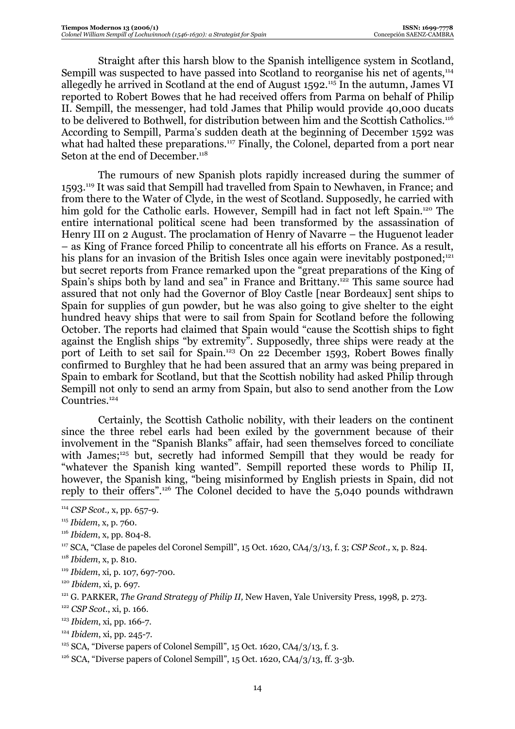Straight after this harsh blow to the Spanish intelligence system in Scotland, Sempill was suspected to have passed into Scotland to reorganise his net of agents,[114] allegedly he arrived in Scotland at the end of August 1592.[115] In the autumn, James VI reported to Robert Bowes that he had received offers from Parma on behalf of Philip II. Sempill, the messenger, had told James that Philip would provide 40,000 ducats to be delivered to Bothwell, for distribution between him and the Scottish Catholics.[116] According to Sempill, Parma's sudden death at the beginning of December 1592 was what had halted these preparations.[117] Finally, the Colonel, departed from a port near Seton at the end of December.[118]

The rumours of new Spanish plots rapidly increased during the summer of 1593.[119] It was said that Sempill had travelled from Spain to Newhaven, in France; and from there to the Water of Clyde, in the west of Scotland. Supposedly, he carried with him gold for the Catholic earls. However, Sempill had in fact not left Spain.[120] The entire international political scene had been transformed by the assassination of Henry III on 2 August. The proclamation of Henry of Navarre – the Huguenot leader – as King of France forced Philip to concentrate all his efforts on France. As a result, his plans for an invasion of the British Isles once again were inevitably postponed;[121] but secret reports from France remarked upon the "great preparations of the King of Spain's ships both by land and sea" in France and Brittany.[122] This same source had assured that not only had the Governor of Bloy Castle [near Bordeaux] sent ships to Spain for supplies of gun powder, but he was also going to give shelter to the eight hundred heavy ships that were to sail from Spain for Scotland before the following October. The reports had claimed that Spain would "cause the Scottish ships to fight against the English ships "by extremity". Supposedly, three ships were ready at the port of Leith to set sail for Spain.[123] On 22 December 1593, Robert Bowes finally confirmed to Burghley that he had been assured that an army was being prepared in Spain to embark for Scotland, but that the Scottish nobility had asked Philip through Sempill not only to send an army from Spain, but also to send another from the Low Countries.[124]

Certainly, the Scottish Catholic nobility, with their leaders on the continent since the three rebel earls had been exiled by the government because of their involvement in the "Spanish Blanks" affair, had seen themselves forced to conciliate with James;[125] but, secretly had informed Sempill that they would be ready for "whatever the Spanish king wanted". Sempill reported these words to Philip II, however, the Spanish king, "being misinformed by English priests in Spain, did not reply to their offers".[126] The Colonel decided to have the 5,040 pounds withdrawn

---

[114] *CSP Scot.,* x, pp. 657-9.

[115] *Ibidem*, x, p. 760.

[116] *Ibidem*, x, pp. 804-8.

[117] SCA, "Clase de papeles del Coronel Sempill", 15 Oct. 1620, CA4/3/13, f. 3; *CSP Scot.,* x, p. 824.

[118] *Ibidem*, x, p. 810.

[119] *Ibidem*, xi, p. 107, 697-700.

[120] *Ibidem*, xi, p. 697.

[121] G. PARKER, *The Grand Strategy of Philip II,* New Haven, Yale University Press, 1998*,* p. 273.

[122] *CSP Scot.*, xi, p. 166.

[123] *Ibidem*, xi, pp. 166-7.

[124] *Ibidem*, xi, pp. 245-7.

[125] SCA, "Diverse papers of Colonel Sempill", 15 Oct. 1620, CA4/3/13, f. 3.

[126] SCA, "Diverse papers of Colonel Sempill", 15 Oct. 1620, CA4/3/13, ff. 3-3b.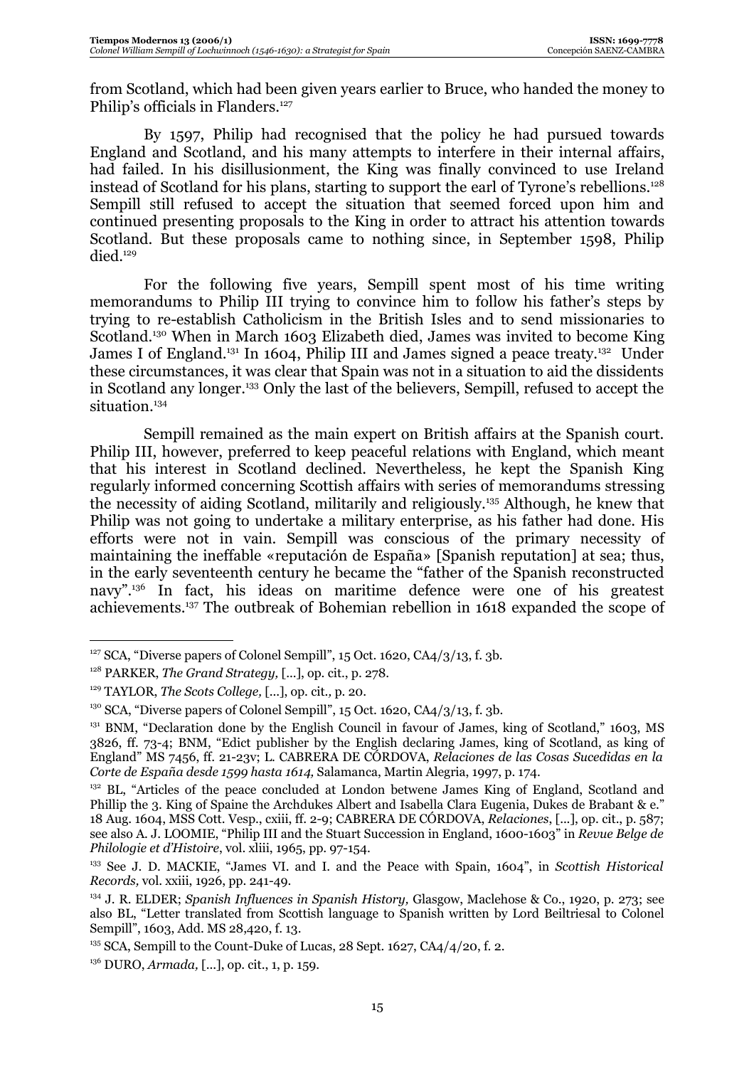from Scotland, which had been given years earlier to Bruce, who handed the money to Philip's officials in Flanders.[127]

By 1597, Philip had recognised that the policy he had pursued towards England and Scotland, and his many attempts to interfere in their internal affairs, had failed. In his disillusionment, the King was finally convinced to use Ireland instead of Scotland for his plans, starting to support the earl of Tyrone's rebellions.[128] Sempill still refused to accept the situation that seemed forced upon him and continued presenting proposals to the King in order to attract his attention towards Scotland. But these proposals came to nothing since, in September 1598, Philip died.[129]

For the following five years, Sempill spent most of his time writing memorandums to Philip III trying to convince him to follow his father's steps by trying to re-establish Catholicism in the British Isles and to send missionaries to Scotland.[130] When in March 1603 Elizabeth died, James was invited to become King James I of England.[131] In 1604, Philip III and James signed a peace treaty.[132] Under these circumstances, it was clear that Spain was not in a situation to aid the dissidents in Scotland any longer.[133] Only the last of the believers, Sempill, refused to accept the situation.[134]

Sempill remained as the main expert on British affairs at the Spanish court. Philip III, however, preferred to keep peaceful relations with England, which meant that his interest in Scotland declined. Nevertheless, he kept the Spanish King regularly informed concerning Scottish affairs with series of memorandums stressing the necessity of aiding Scotland, militarily and religiously.[135] Although, he knew that Philip was not going to undertake a military enterprise, as his father had done. His efforts were not in vain. Sempill was conscious of the primary necessity of maintaining the ineffable «reputación de España» [Spanish reputation] at sea; thus, in the early seventeenth century he became the "father of the Spanish reconstructed navy".[136] In fact, his ideas on maritime defence were one of his greatest achievements.[137] The outbreak of Bohemian rebellion in 1618 expanded the scope of

---

[127] SCA, "Diverse papers of Colonel Sempill", 15 Oct. 1620, CA4/3/13, f. 3b.

[128] PARKER, *The Grand Strategy,* [...], op. cit., p. 278.

[129] TAYLOR, *The Scots College,* [...], op. cit.*,* p. 20.

[130] SCA, "Diverse papers of Colonel Sempill", 15 Oct. 1620, CA4/3/13, f. 3b.

[131] BNM, "Declaration done by the English Council in favour of James, king of Scotland," 1603, MS 3826, ff. 73-4; BNM, "Edict publisher by the English declaring James, king of Scotland, as king of England" MS 7456, ff. 21-23v; L. CABRERA DE CÓRDOVA, *Relaciones de las Cosas Sucedidas en la Corte de España desde 1599 hasta 1614,* Salamanca, Martin Alegria, 1997, p. 174.

[132] BL, "Articles of the peace concluded at London betwene James King of England, Scotland and Phillip the 3. King of Spaine the Archdukes Albert and Isabella Clara Eugenia, Dukes de Brabant & e." 18 Aug. 1604, MSS Cott. Vesp., cxiii, ff. 2-9; CABRERA DE CÓRDOVA, *Relaciones*, [...], op. cit., p. 587; see also A. J. LOOMIE, "Philip III and the Stuart Succession in England, 1600-1603" in *Revue Belge de Philologie et d'Histoire*, vol. xliii, 1965, pp. 97-154.

[133] See J. D. MACKIE, "James VI. and I. and the Peace with Spain, 1604", in *Scottish Historical Records,* vol. xxiii, 1926, pp. 241-49.

[134] J. R. ELDER; *Spanish Influences in Spanish History,* Glasgow, Maclehose & Co., 1920, p. 273; see also BL, "Letter translated from Scottish language to Spanish written by Lord Beiltriesal to Colonel Sempill", 1603, Add. MS 28,420, f. 13.

[135] SCA, Sempill to the Count-Duke of Lucas, 28 Sept. 1627, CA4/4/20, f. 2.

[136] DURO, *Armada,* [...], op. cit., 1, p. 159.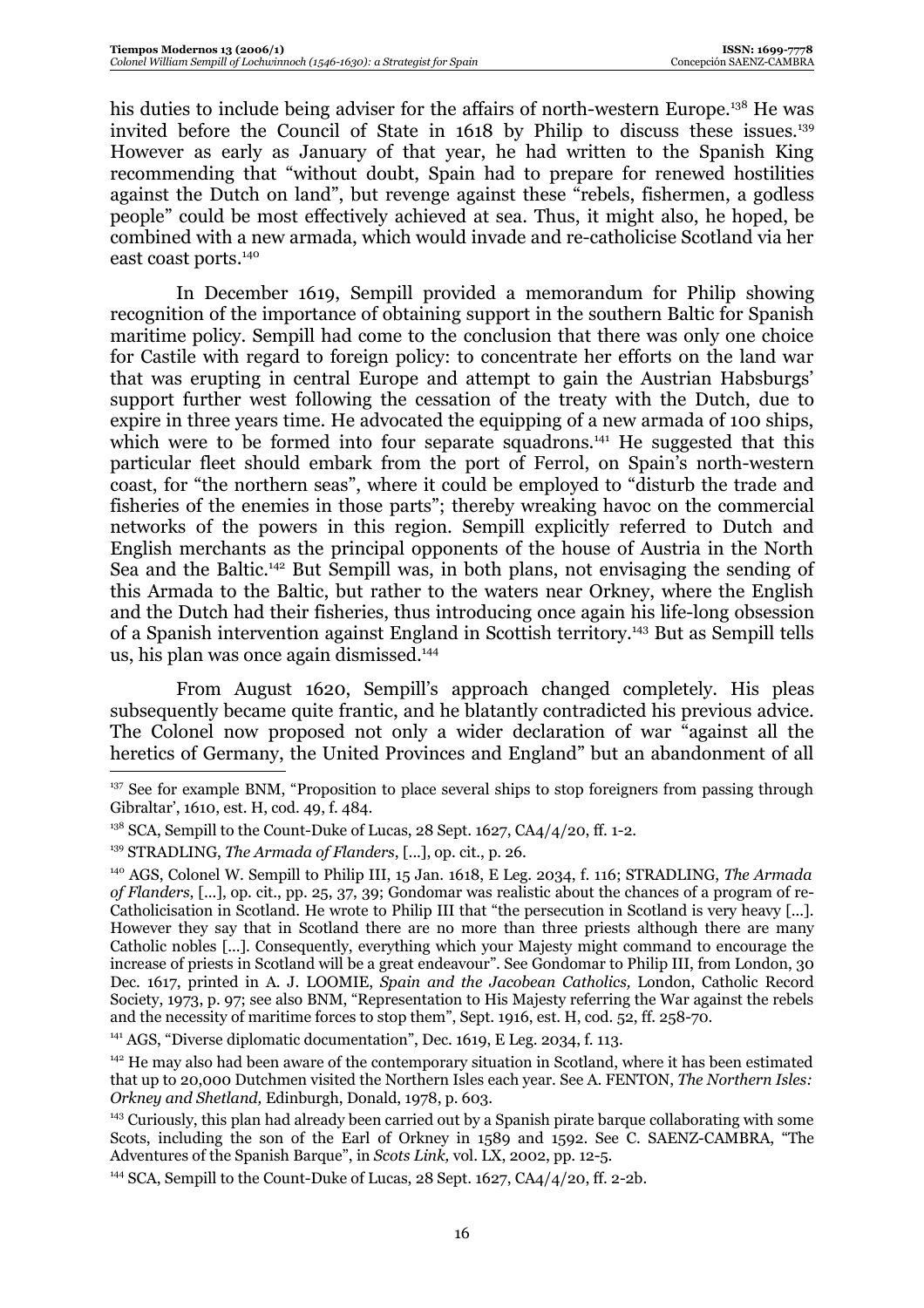his duties to include being adviser for the affairs of north-western Europe.[138] He was invited before the Council of State in 1618 by Philip to discuss these issues.[139] However as early as January of that year, he had written to the Spanish King recommending that "without doubt, Spain had to prepare for renewed hostilities against the Dutch on land", but revenge against these "rebels, fishermen, a godless people" could be most effectively achieved at sea. Thus, it might also, he hoped, be combined with a new armada, which would invade and re-catholicise Scotland via her east coast ports.[140]

In December 1619, Sempill provided a memorandum for Philip showing recognition of the importance of obtaining support in the southern Baltic for Spanish maritime policy. Sempill had come to the conclusion that there was only one choice for Castile with regard to foreign policy: to concentrate her efforts on the land war that was erupting in central Europe and attempt to gain the Austrian Habsburgs' support further west following the cessation of the treaty with the Dutch, due to expire in three years time. He advocated the equipping of a new armada of 100 ships, which were to be formed into four separate squadrons.[141] He suggested that this particular fleet should embark from the port of Ferrol, on Spain's north-western coast, for "the northern seas", where it could be employed to "disturb the trade and fisheries of the enemies in those parts"; thereby wreaking havoc on the commercial networks of the powers in this region. Sempill explicitly referred to Dutch and English merchants as the principal opponents of the house of Austria in the North Sea and the Baltic.[142] But Sempill was, in both plans, not envisaging the sending of this Armada to the Baltic, but rather to the waters near Orkney, where the English and the Dutch had their fisheries, thus introducing once again his life-long obsession of a Spanish intervention against England in Scottish territory.[143] But as Sempill tells us, his plan was once again dismissed.[144]

From August 1620, Sempill's approach changed completely. His pleas subsequently became quite frantic, and he blatantly contradicted his previous advice. The Colonel now proposed not only a wider declaration of war "against all the heretics of Germany, the United Provinces and England" but an abandonment of all

---

[137] See for example BNM, "Proposition to place several ships to stop foreigners from passing through Gibraltar', 1610, est. H, cod. 49, f. 484.

[138] SCA, Sempill to the Count-Duke of Lucas, 28 Sept. 1627, CA4/4/20, ff. 1-2.

[139] STRADLING, *The Armada of Flanders*, [...], op. cit., p. 26.

[140] AGS, Colonel W. Sempill to Philip III, 15 Jan. 1618, E Leg. 2034, f. 116; STRADLING, *The Armada of Flanders*, [...], op. cit., pp. 25, 37, 39; Gondomar was realistic about the chances of a program of re-Catholicisation in Scotland. He wrote to Philip III that "the persecution in Scotland is very heavy [...]. However they say that in Scotland there are no more than three priests although there are many Catholic nobles [...]. Consequently, everything which your Majesty might command to encourage the increase of priests in Scotland will be a great endeavour". See Gondomar to Philip III, from London, 30 Dec. 1617, printed in A. J. LOOMIE, *Spain and the Jacobean Catholics,* London, Catholic Record Society, 1973, p. 97; see also BNM, "Representation to His Majesty referring the War against the rebels and the necessity of maritime forces to stop them", Sept. 1916, est. H, cod. 52, ff. 258-70.

[141] AGS, "Diverse diplomatic documentation", Dec. 1619, E Leg. 2034, f. 113.

[142] He may also had been aware of the contemporary situation in Scotland, where it has been estimated that up to 20,000 Dutchmen visited the Northern Isles each year. See A. FENTON, *The Northern Isles: Orkney and Shetland,* Edinburgh, Donald, 1978, p. 603.

[143] Curiously, this plan had already been carried out by a Spanish pirate barque collaborating with some Scots, including the son of the Earl of Orkney in 1589 and 1592. See C. SAENZ-CAMBRA, "The Adventures of the Spanish Barque", in *Scots Link,* vol. LX, 2002, pp. 12-5.

[144] SCA, Sempill to the Count-Duke of Lucas, 28 Sept. 1627, CA4/4/20, ff. 2-2b.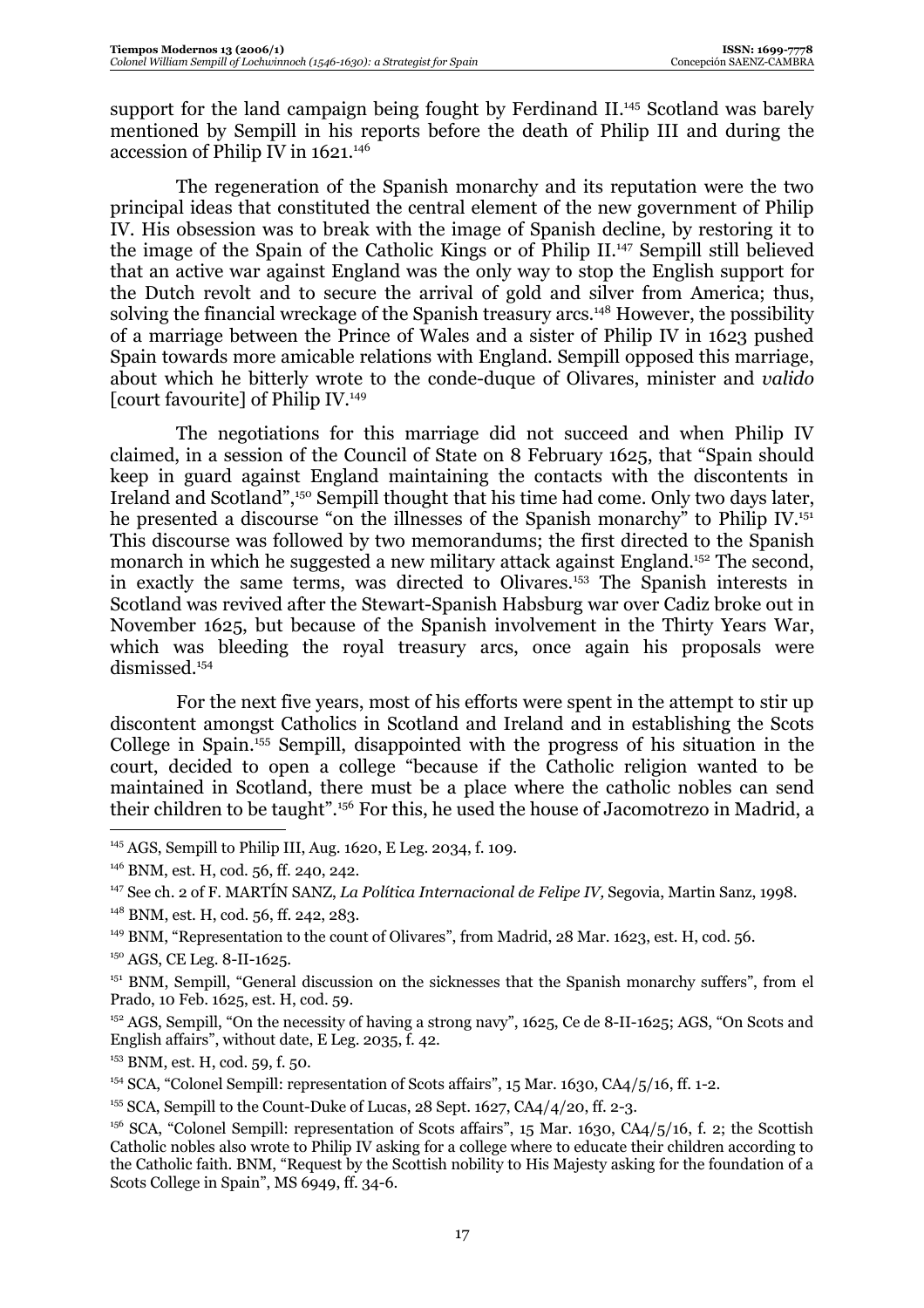support for the land campaign being fought by Ferdinand II.[145] Scotland was barely mentioned by Sempill in his reports before the death of Philip III and during the accession of Philip IV in 1621.[146]

The regeneration of the Spanish monarchy and its reputation were the two principal ideas that constituted the central element of the new government of Philip IV. His obsession was to break with the image of Spanish decline, by restoring it to the image of the Spain of the Catholic Kings or of Philip II.[147] Sempill still believed that an active war against England was the only way to stop the English support for the Dutch revolt and to secure the arrival of gold and silver from America; thus, solving the financial wreckage of the Spanish treasury arcs.[148] However, the possibility of a marriage between the Prince of Wales and a sister of Philip IV in 1623 pushed Spain towards more amicable relations with England. Sempill opposed this marriage, about which he bitterly wrote to the conde-duque of Olivares, minister and *valido* [court favourite] of Philip IV.[149]

The negotiations for this marriage did not succeed and when Philip IV claimed, in a session of the Council of State on 8 February 1625, that "Spain should keep in guard against England maintaining the contacts with the discontents in Ireland and Scotland",[150] Sempill thought that his time had come. Only two days later, he presented a discourse "on the illnesses of the Spanish monarchy" to Philip IV.[151] This discourse was followed by two memorandums; the first directed to the Spanish monarch in which he suggested a new military attack against England.[152] The second, in exactly the same terms, was directed to Olivares.[153] The Spanish interests in Scotland was revived after the Stewart-Spanish Habsburg war over Cadiz broke out in November 1625, but because of the Spanish involvement in the Thirty Years War, which was bleeding the royal treasury arcs, once again his proposals were dismissed.[154]

For the next five years, most of his efforts were spent in the attempt to stir up discontent amongst Catholics in Scotland and Ireland and in establishing the Scots College in Spain.[155] Sempill, disappointed with the progress of his situation in the court, decided to open a college "because if the Catholic religion wanted to be maintained in Scotland, there must be a place where the catholic nobles can send their children to be taught".[156] For this, he used the house of Jacomotrezo in Madrid, a

---

[145] AGS, Sempill to Philip III, Aug. 1620, E Leg. 2034, f. 109.

[146] BNM, est. H, cod. 56, ff. 240, 242.

[147] See ch. 2 of F. MARTÍN SANZ, *La Política Internacional de Felipe IV,* Segovia, Martin Sanz, 1998.

[148] BNM, est. H, cod. 56, ff. 242, 283.

[149] BNM, "Representation to the count of Olivares", from Madrid, 28 Mar. 1623, est. H, cod. 56.

[150] AGS, CE Leg. 8-II-1625.

[151] BNM, Sempill, "General discussion on the sicknesses that the Spanish monarchy suffers", from el Prado, 10 Feb. 1625, est. H, cod. 59.

[152] AGS, Sempill, "On the necessity of having a strong navy", 1625, Ce de 8-II-1625; AGS, "On Scots and English affairs", without date, E Leg. 2035, f. 42.

[153] BNM, est. H, cod. 59, f. 50.

[154] SCA, "Colonel Sempill: representation of Scots affairs", 15 Mar. 1630, CA4/5/16, ff. 1-2.

[155] SCA, Sempill to the Count-Duke of Lucas, 28 Sept. 1627, CA4/4/20, ff. 2-3.

[156] SCA, "Colonel Sempill: representation of Scots affairs", 15 Mar. 1630, CA4/5/16, f. 2; the Scottish Catholic nobles also wrote to Philip IV asking for a college where to educate their children according to the Catholic faith. BNM, "Request by the Scottish nobility to His Majesty asking for the foundation of a Scots College in Spain", MS 6949, ff. 34-6.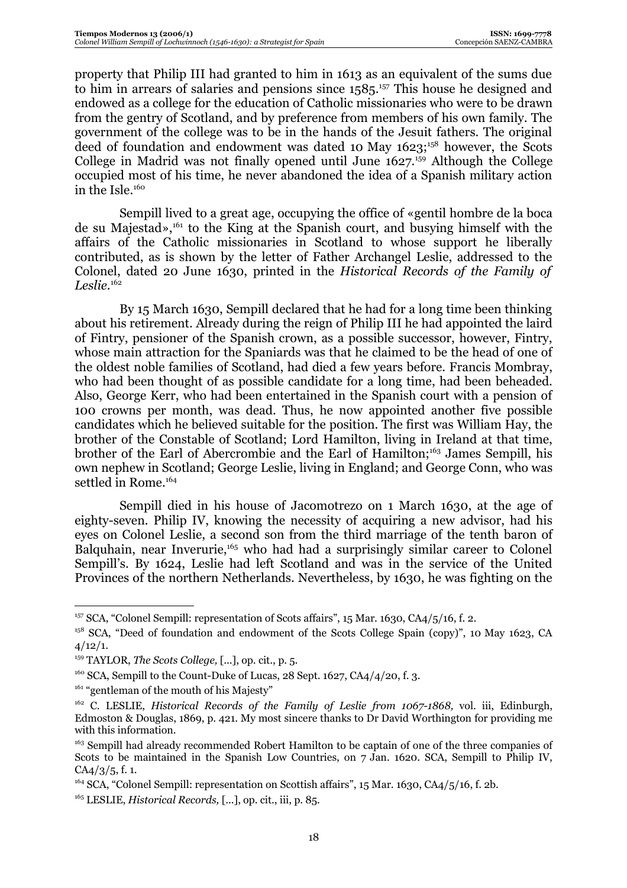property that Philip III had granted to him in 1613 as an equivalent of the sums due to him in arrears of salaries and pensions since 1585.[157] This house he designed and endowed as a college for the education of Catholic missionaries who were to be drawn from the gentry of Scotland, and by preference from members of his own family. The government of the college was to be in the hands of the Jesuit fathers. The original deed of foundation and endowment was dated 10 May 1623;[158] however, the Scots College in Madrid was not finally opened until June 1627.[159] Although the College occupied most of his time, he never abandoned the idea of a Spanish military action in the Isle.[160]

Sempill lived to a great age, occupying the office of «gentil hombre de la boca de su Majestad»,[161] to the King at the Spanish court, and busying himself with the affairs of the Catholic missionaries in Scotland to whose support he liberally contributed, as is shown by the letter of Father Archangel Leslie, addressed to the Colonel, dated 20 June 1630, printed in the *Historical Records of the Family of Leslie*.[162]

By 15 March 1630, Sempill declared that he had for a long time been thinking about his retirement. Already during the reign of Philip III he had appointed the laird of Fintry, pensioner of the Spanish crown, as a possible successor, however, Fintry, whose main attraction for the Spaniards was that he claimed to be the head of one of the oldest noble families of Scotland, had died a few years before. Francis Mombray, who had been thought of as possible candidate for a long time, had been beheaded. Also, George Kerr, who had been entertained in the Spanish court with a pension of 100 crowns per month, was dead. Thus, he now appointed another five possible candidates which he believed suitable for the position. The first was William Hay, the brother of the Constable of Scotland; Lord Hamilton, living in Ireland at that time, brother of the Earl of Abercrombie and the Earl of Hamilton;[163] James Sempill, his own nephew in Scotland; George Leslie, living in England; and George Conn, who was settled in Rome.[164]

Sempill died in his house of Jacomotrezo on 1 March 1630, at the age of eighty-seven. Philip IV, knowing the necessity of acquiring a new advisor, had his eyes on Colonel Leslie, a second son from the third marriage of the tenth baron of Balquhain, near Inverurie,[165] who had had a surprisingly similar career to Colonel Sempill's. By 1624, Leslie had left Scotland and was in the service of the United Provinces of the northern Netherlands. Nevertheless, by 1630, he was fighting on the

---

[157] SCA, "Colonel Sempill: representation of Scots affairs", 15 Mar. 1630, CA4/5/16, f. 2.

[158] SCA, "Deed of foundation and endowment of the Scots College Spain (copy)", 10 May 1623, CA 4/12/1.

[159] TAYLOR, *The Scots College,* [...], op. cit., p. 5.

[160] SCA, Sempill to the Count-Duke of Lucas, 28 Sept. 1627, CA4/4/20, f. 3.

[161] "gentleman of the mouth of his Majesty"

[162] C. LESLIE, *Historical Records of the Family of Leslie from 1067-1868,* vol. iii, Edinburgh, Edmoston & Douglas, 1869, p. 421. My most sincere thanks to Dr David Worthington for providing me with this information.

[163] Sempill had already recommended Robert Hamilton to be captain of one of the three companies of Scots to be maintained in the Spanish Low Countries, on 7 Jan. 1620. SCA, Sempill to Philip IV, CA4/3/5, f. 1.

[164] SCA, "Colonel Sempill: representation on Scottish affairs", 15 Mar. 1630, CA4/5/16, f. 2b.

[165] LESLIE, *Historical Records,* [...], op. cit., iii, p. 85.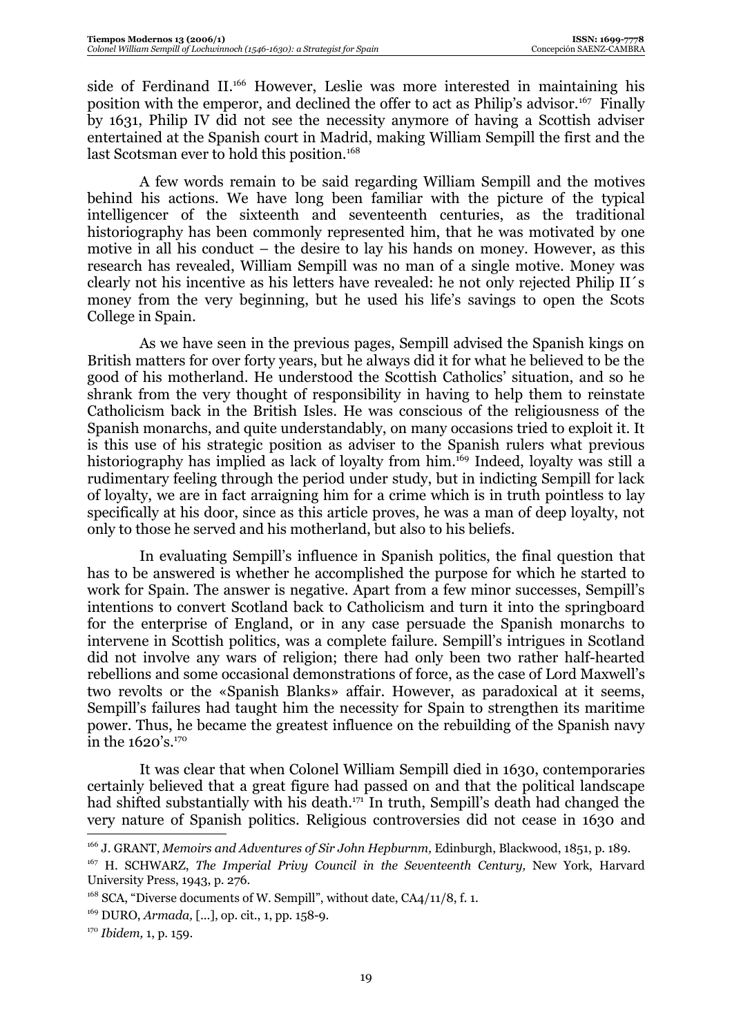side of Ferdinand II.[166] However, Leslie was more interested in maintaining his position with the emperor, and declined the offer to act as Philip's advisor.[167] Finally by 1631, Philip IV did not see the necessity anymore of having a Scottish adviser entertained at the Spanish court in Madrid, making William Sempill the first and the last Scotsman ever to hold this position.[168]

A few words remain to be said regarding William Sempill and the motives behind his actions. We have long been familiar with the picture of the typical intelligencer of the sixteenth and seventeenth centuries, as the traditional historiography has been commonly represented him, that he was motivated by one motive in all his conduct – the desire to lay his hands on money. However, as this research has revealed, William Sempill was no man of a single motive. Money was clearly not his incentive as his letters have revealed: he not only rejected Philip II´s money from the very beginning, but he used his life's savings to open the Scots College in Spain.

As we have seen in the previous pages, Sempill advised the Spanish kings on British matters for over forty years, but he always did it for what he believed to be the good of his motherland. He understood the Scottish Catholics' situation, and so he shrank from the very thought of responsibility in having to help them to reinstate Catholicism back in the British Isles. He was conscious of the religiousness of the Spanish monarchs, and quite understandably, on many occasions tried to exploit it. It is this use of his strategic position as adviser to the Spanish rulers what previous historiography has implied as lack of loyalty from him.[169] Indeed, loyalty was still a rudimentary feeling through the period under study, but in indicting Sempill for lack of loyalty, we are in fact arraigning him for a crime which is in truth pointless to lay specifically at his door, since as this article proves, he was a man of deep loyalty, not only to those he served and his motherland, but also to his beliefs.

In evaluating Sempill's influence in Spanish politics, the final question that has to be answered is whether he accomplished the purpose for which he started to work for Spain. The answer is negative. Apart from a few minor successes, Sempill's intentions to convert Scotland back to Catholicism and turn it into the springboard for the enterprise of England, or in any case persuade the Spanish monarchs to intervene in Scottish politics, was a complete failure. Sempill's intrigues in Scotland did not involve any wars of religion; there had only been two rather half-hearted rebellions and some occasional demonstrations of force, as the case of Lord Maxwell's two revolts or the «Spanish Blanks» affair. However, as paradoxical at it seems, Sempill's failures had taught him the necessity for Spain to strengthen its maritime power. Thus, he became the greatest influence on the rebuilding of the Spanish navy in the 1620's.[170]

It was clear that when Colonel William Sempill died in 1630, contemporaries certainly believed that a great figure had passed on and that the political landscape had shifted substantially with his death.[171] In truth, Sempill's death had changed the very nature of Spanish politics. Religious controversies did not cease in 1630 and

---

[166] J. GRANT, *Memoirs and Adventures of Sir John Hepburnm,* Edinburgh, Blackwood, 1851, p. 189.

[167] H. SCHWARZ, *The Imperial Privy Council in the Seventeenth Century,* New York, Harvard University Press, 1943, p. 276.

[168] SCA, "Diverse documents of W. Sempill", without date, CA4/11/8, f. 1.

[169] DURO, *Armada,* [...], op. cit., 1, pp. 158-9.

[170] *Ibidem,* 1, p. 159.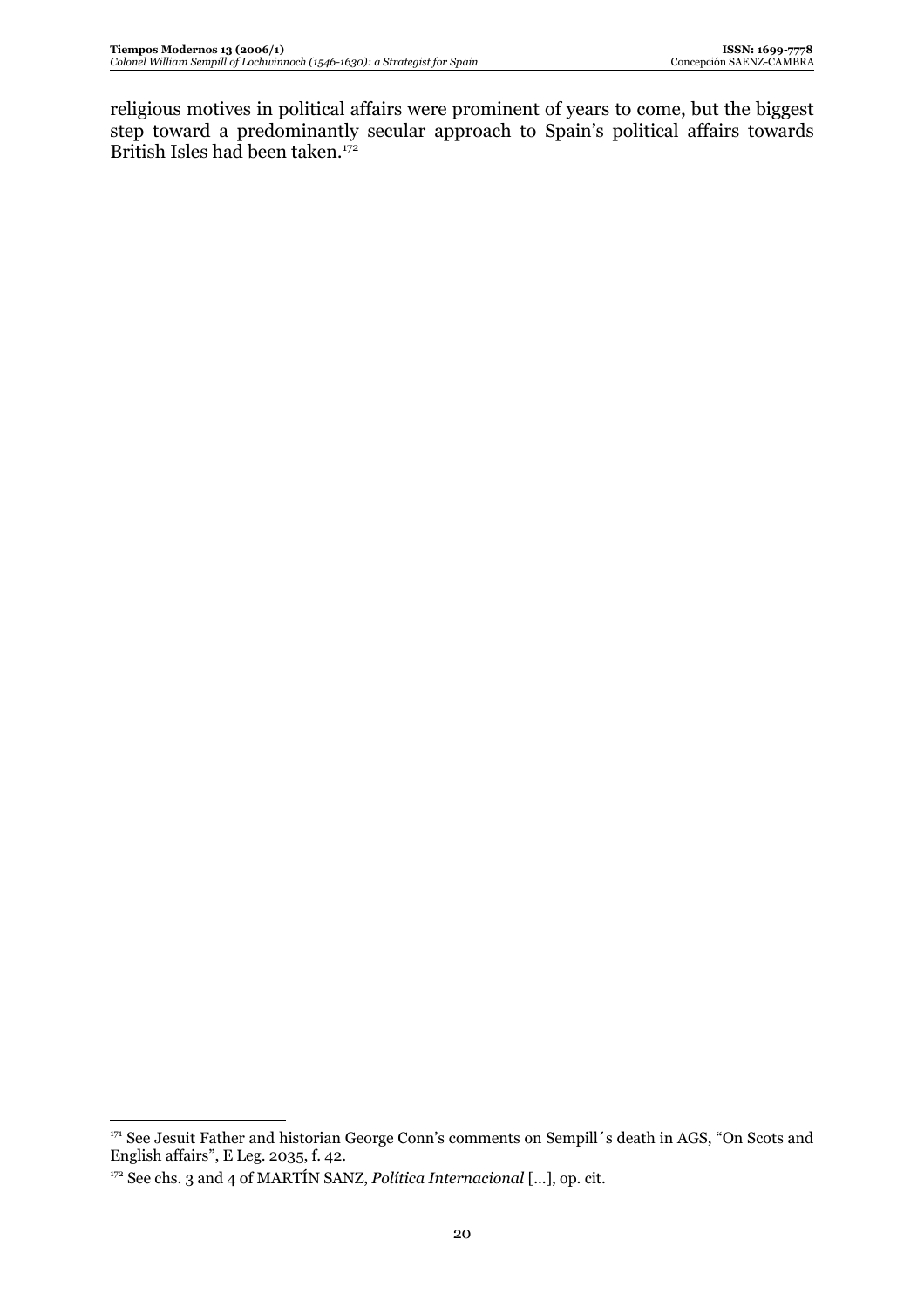religious motives in political affairs were prominent of years to come, but the biggest step toward a predominantly secular approach to Spain's political affairs towards British Isles had been taken.[172]

---

[171] See Jesuit Father and historian George Conn's comments on Sempill´s death in AGS, "On Scots and English affairs", E Leg. 2035, f. 42.

[172] See chs. 3 and 4 of MARTÍN SANZ, *Política Internacional* [...], op. cit.